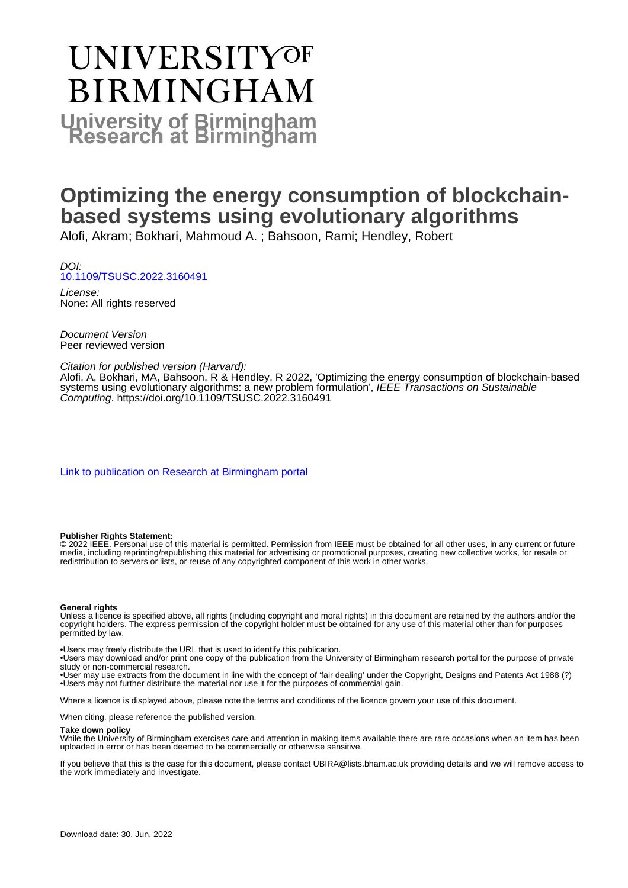# UNIVERSITY OF BIRMINGHAM

**University of Birmingham Research at Birmingham**

# Optimizing the energy consumption of blockchain-based systems using evolutionary algorithms

Alofi, Akram; Bokhari, Mahmoud A. ; Bahsoon, Rami; Hendley, Robert

*DOI:*
[10.1109/TSUSC.2022.3160491](https://doi.org/10.1109/TSUSC.2022.3160491)

*License:*
None: All rights reserved

*Document Version*
Peer reviewed version

*Citation for published version (Harvard):*
Alofi, A, Bokhari, MA, Bahsoon, R & Hendley, R 2022, 'Optimizing the energy consumption of blockchain-based systems using evolutionary algorithms: a new problem formulation', *IEEE Transactions on Sustainable Computing*. https://doi.org/10.1109/TSUSC.2022.3160491

[Link to publication on Research at Birmingham portal]

**Publisher Rights Statement:**
© 2022 IEEE. Personal use of this material is permitted. Permission from IEEE must be obtained for all other uses, in any current or future media, including reprinting/republishing this material for advertising or promotional purposes, creating new collective works, for resale or redistribution to servers or lists, or reuse of any copyrighted component of this work in other works.

**General rights**
Unless a licence is specified above, all rights (including copyright and moral rights) in this document are retained by the authors and/or the copyright holders. The express permission of the copyright holder must be obtained for any use of this material other than for purposes permitted by law.

•Users may freely distribute the URL that is used to identify this publication.
•Users may download and/or print one copy of the publication from the University of Birmingham research portal for the purpose of private study or non-commercial research.
•User may use extracts from the document in line with the concept of 'fair dealing' under the Copyright, Designs and Patents Act 1988 (?)
•Users may not further distribute the material nor use it for the purposes of commercial gain.

Where a licence is displayed above, please note the terms and conditions of the licence govern your use of this document.

When citing, please reference the published version.

**Take down policy**
While the University of Birmingham exercises care and attention in making items available there are rare occasions when an item has been uploaded in error or has been deemed to be commercially or otherwise sensitive.

If you believe that this is the case for this document, please contact UBIRA@lists.bham.ac.uk providing details and we will remove access to the work immediately and investigate.

Download date: 30. Jun. 2022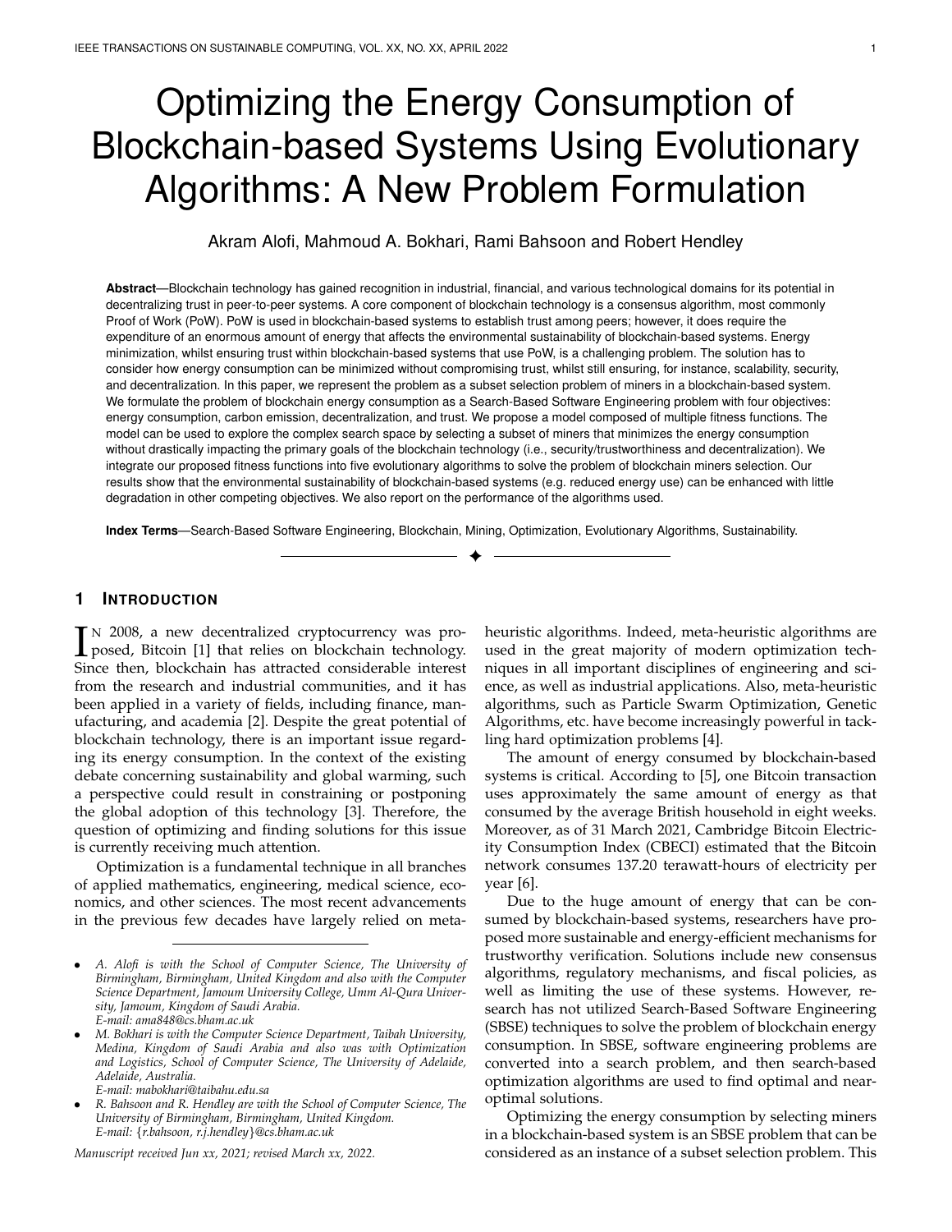# Optimizing the Energy Consumption of Blockchain-based Systems Using Evolutionary Algorithms: A New Problem Formulation

Akram Alofi, Mahmoud A. Bokhari, Rami Bahsoon and Robert Hendley

**Abstract**—Blockchain technology has gained recognition in industrial, financial, and various technological domains for its potential in decentralizing trust in peer-to-peer systems. A core component of blockchain technology is a consensus algorithm, most commonly Proof of Work (PoW). PoW is used in blockchain-based systems to establish trust among peers; however, it does require the expenditure of an enormous amount of energy that affects the environmental sustainability of blockchain-based systems. Energy minimization, whilst ensuring trust within blockchain-based systems that use PoW, is a challenging problem. The solution has to consider how energy consumption can be minimized without compromising trust, whilst still ensuring, for instance, scalability, security, and decentralization. In this paper, we represent the problem as a subset selection problem of miners in a blockchain-based system. We formulate the problem of blockchain energy consumption as a Search-Based Software Engineering problem with four objectives: energy consumption, carbon emission, decentralization, and trust. We propose a model composed of multiple fitness functions. The model can be used to explore the complex search space by selecting a subset of miners that minimizes the energy consumption without drastically impacting the primary goals of the blockchain technology (i.e., security/trustworthiness and decentralization). We integrate our proposed fitness functions into five evolutionary algorithms to solve the problem of blockchain miners selection. Our results show that the environmental sustainability of blockchain-based systems (e.g. reduced energy use) can be enhanced with little degradation in other competing objectives. We also report on the performance of the algorithms used.

**Index Terms**—Search-Based Software Engineering, Blockchain, Mining, Optimization, Evolutionary Algorithms, Sustainability.

## 1 Introduction

In 2008, a new decentralized cryptocurrency was proposed, Bitcoin [1] that relies on blockchain technology. Since then, blockchain has attracted considerable interest from the research and industrial communities, and it has been applied in a variety of fields, including finance, manufacturing, and academia [2]. Despite the great potential of blockchain technology, there is an important issue regarding its energy consumption. In the context of the existing debate concerning sustainability and global warming, such a perspective could result in constraining or postponing the global adoption of this technology [3]. Therefore, the question of optimizing and finding solutions for this issue is currently receiving much attention.

Optimization is a fundamental technique in all branches of applied mathematics, engineering, medical science, economics, and other sciences. The most recent advancements in the previous few decades have largely relied on meta-heuristic algorithms. Indeed, meta-heuristic algorithms are used in the great majority of modern optimization techniques in all important disciplines of engineering and science, as well as industrial applications. Also, meta-heuristic algorithms, such as Particle Swarm Optimization, Genetic Algorithms, etc. have become increasingly powerful in tackling hard optimization problems [4].

The amount of energy consumed by blockchain-based systems is critical. According to [5], one Bitcoin transaction uses approximately the same amount of energy as that consumed by the average British household in eight weeks. Moreover, as of 31 March 2021, Cambridge Bitcoin Electricity Consumption Index (CBECI) estimated that the Bitcoin network consumes 137.20 terawatt-hours of electricity per year [6].

Due to the huge amount of energy that can be consumed by blockchain-based systems, researchers have proposed more sustainable and energy-efficient mechanisms for trustworthy verification. Solutions include new consensus algorithms, regulatory mechanisms, and fiscal policies, as well as limiting the use of these systems. However, research has not utilized Search-Based Software Engineering (SBSE) techniques to solve the problem of blockchain energy consumption. In SBSE, software engineering problems are converted into a search problem, and then search-based optimization algorithms are used to find optimal and near-optimal solutions.

Optimizing the energy consumption by selecting miners in a blockchain-based system is an SBSE problem that can be considered as an instance of a subset selection problem. This

---

- *A. Alofi is with the School of Computer Science, The University of Birmingham, Birmingham, United Kingdom and also with the Computer Science Department, Jamoum University College, Umm Al-Qura University, Jamoum, Kingdom of Saudi Arabia.*
  *E-mail: ama848@cs.bham.ac.uk*
- *M. Bokhari is with the Computer Science Department, Taibah University, Medina, Kingdom of Saudi Arabia and also was with Optimization and Logistics, School of Computer Science, The University of Adelaide, Adelaide, Australia.*
  *E-mail: mabokhari@taibahu.edu.sa*
- *R. Bahsoon and R. Hendley are with the School of Computer Science, The University of Birmingham, Birmingham, United Kingdom.*
  *E-mail: {r.bahsoon, r.j.hendley}@cs.bham.ac.uk*

*Manuscript received Jun xx, 2021; revised March xx, 2022.*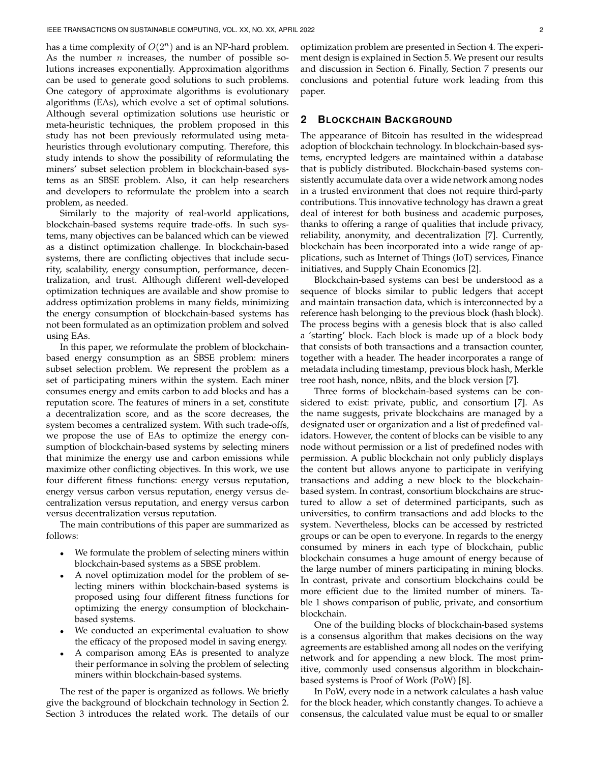has a time complexity of $O(2^n)$ and is an NP-hard problem. As the number $n$ increases, the number of possible solutions increases exponentially. Approximation algorithms can be used to generate good solutions to such problems. One category of approximate algorithms is evolutionary algorithms (EAs), which evolve a set of optimal solutions. Although several optimization solutions use heuristic or meta-heuristic techniques, the problem proposed in this study has not been previously reformulated using meta-heuristics through evolutionary computing. Therefore, this study intends to show the possibility of reformulating the miners' subset selection problem in blockchain-based systems as an SBSE problem. Also, it can help researchers and developers to reformulate the problem into a search problem, as needed.

Similarly to the majority of real-world applications, blockchain-based systems require trade-offs. In such systems, many objectives can be balanced which can be viewed as a distinct optimization challenge. In blockchain-based systems, there are conflicting objectives that include security, scalability, energy consumption, performance, decentralization, and trust. Although different well-developed optimization techniques are available and show promise to address optimization problems in many fields, minimizing the energy consumption of blockchain-based systems has not been formulated as an optimization problem and solved using EAs.

In this paper, we reformulate the problem of blockchain-based energy consumption as an SBSE problem: miners subset selection problem. We represent the problem as a set of participating miners within the system. Each miner consumes energy and emits carbon to add blocks and has a reputation score. The features of miners in a set, constitute a decentralization score, and as the score decreases, the system becomes a centralized system. With such trade-offs, we propose the use of EAs to optimize the energy consumption of blockchain-based systems by selecting miners that minimize the energy use and carbon emissions while maximize other conflicting objectives. In this work, we use four different fitness functions: energy versus reputation, energy versus carbon versus reputation, energy versus decentralization versus reputation, and energy versus carbon versus decentralization versus reputation.

The main contributions of this paper are summarized as follows:

- We formulate the problem of selecting miners within blockchain-based systems as a SBSE problem.
- A novel optimization model for the problem of selecting miners within blockchain-based systems is proposed using four different fitness functions for optimizing the energy consumption of blockchain-based systems.
- We conducted an experimental evaluation to show the efficacy of the proposed model in saving energy.
- A comparison among EAs is presented to analyze their performance in solving the problem of selecting miners within blockchain-based systems.

The rest of the paper is organized as follows. We briefly give the background of blockchain technology in Section 2. Section 3 introduces the related work. The details of our optimization problem are presented in Section 4. The experiment design is explained in Section 5. We present our results and discussion in Section 6. Finally, Section 7 presents our conclusions and potential future work leading from this paper.

## 2 Blockchain Background

The appearance of Bitcoin has resulted in the widespread adoption of blockchain technology. In blockchain-based systems, encrypted ledgers are maintained within a database that is publicly distributed. Blockchain-based systems consistently accumulate data over a wide network among nodes in a trusted environment that does not require third-party contributions. This innovative technology has drawn a great deal of interest for both business and academic purposes, thanks to offering a range of qualities that include privacy, reliability, anonymity, and decentralization [7]. Currently, blockchain has been incorporated into a wide range of applications, such as Internet of Things (IoT) services, Finance initiatives, and Supply Chain Economics [2].

Blockchain-based systems can best be understood as a sequence of blocks similar to public ledgers that accept and maintain transaction data, which is interconnected by a reference hash belonging to the previous block (hash block). The process begins with a genesis block that is also called a 'starting' block. Each block is made up of a block body that consists of both transactions and a transaction counter, together with a header. The header incorporates a range of metadata including timestamp, previous block hash, Merkle tree root hash, nonce, nBits, and the block version [7].

Three forms of blockchain-based systems can be considered to exist: private, public, and consortium [7]. As the name suggests, private blockchains are managed by a designated user or organization and a list of predefined validators. However, the content of blocks can be visible to any node without permission or a list of predefined nodes with permission. A public blockchain not only publicly displays the content but allows anyone to participate in verifying transactions and adding a new block to the blockchain-based system. In contrast, consortium blockchains are structured to allow a set of determined participants, such as universities, to confirm transactions and add blocks to the system. Nevertheless, blocks can be accessed by restricted groups or can be open to everyone. In regards to the energy consumed by miners in each type of blockchain, public blockchain consumes a huge amount of energy because of the large number of miners participating in mining blocks. In contrast, private and consortium blockchains could be more efficient due to the limited number of miners. Table 1 shows comparison of public, private, and consortium blockchain.

One of the building blocks of blockchain-based systems is a consensus algorithm that makes decisions on the way agreements are established among all nodes on the verifying network and for appending a new block. The most primitive, commonly used consensus algorithm in blockchain-based systems is Proof of Work (PoW) [8].

In PoW, every node in a network calculates a hash value for the block header, which constantly changes. To achieve a consensus, the calculated value must be equal to or smaller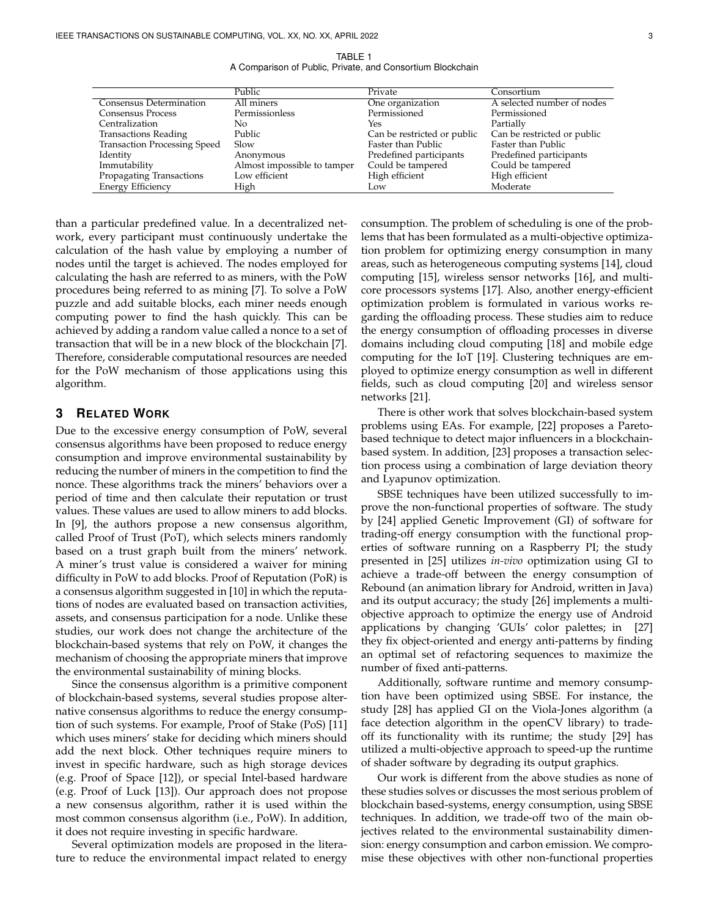TABLE 1
A Comparison of Public, Private, and Consortium Blockchain

| | Public | Private | Consortium |
|---|---|---|---|
| Consensus Determination | All miners | One organization | A selected number of nodes |
| Consensus Process | Permissionless | Permissioned | Permissioned |
| Centralization | No | Yes | Partially |
| Transactions Reading | Public | Can be restricted or public | Can be restricted or public |
| Transaction Processing Speed | Slow | Faster than Public | Faster than Public |
| Identity | Anonymous | Predefined participants | Predefined participants |
| Immutability | Almost impossible to tamper | Could be tampered | Could be tampered |
| Propagating Transactions | Low efficient | High efficient | High efficient |
| Energy Efficiency | High | Low | Moderate |

than a particular predefined value. In a decentralized network, every participant must continuously undertake the calculation of the hash value by employing a number of nodes until the target is achieved. The nodes employed for calculating the hash are referred to as miners, with the PoW procedures being referred to as mining [7]. To solve a PoW puzzle and add suitable blocks, each miner needs enough computing power to find the hash quickly. This can be achieved by adding a random value called a nonce to a set of transaction that will be in a new block of the blockchain [7]. Therefore, considerable computational resources are needed for the PoW mechanism of those applications using this algorithm.

## 3 Related Work

Due to the excessive energy consumption of PoW, several consensus algorithms have been proposed to reduce energy consumption and improve environmental sustainability by reducing the number of miners in the competition to find the nonce. These algorithms track the miners' behaviors over a period of time and then calculate their reputation or trust values. These values are used to allow miners to add blocks. In [9], the authors propose a new consensus algorithm, called Proof of Trust (PoT), which selects miners randomly based on a trust graph built from the miners' network. A miner's trust value is considered a waiver for mining difficulty in PoW to add blocks. Proof of Reputation (PoR) is a consensus algorithm suggested in [10] in which the reputations of nodes are evaluated based on transaction activities, assets, and consensus participation for a node. Unlike these studies, our work does not change the architecture of the blockchain-based systems that rely on PoW, it changes the mechanism of choosing the appropriate miners that improve the environmental sustainability of mining blocks.

Since the consensus algorithm is a primitive component of blockchain-based systems, several studies propose alternative consensus algorithms to reduce the energy consumption of such systems. For example, Proof of Stake (PoS) [11] which uses miners' stake for deciding which miners should add the next block. Other techniques require miners to invest in specific hardware, such as high storage devices (e.g. Proof of Space [12]), or special Intel-based hardware (e.g. Proof of Luck [13]). Our approach does not propose a new consensus algorithm, rather it is used within the most common consensus algorithm (i.e., PoW). In addition, it does not require investing in specific hardware.

Several optimization models are proposed in the literature to reduce the environmental impact related to energy consumption. The problem of scheduling is one of the problems that has been formulated as a multi-objective optimization problem for optimizing energy consumption in many areas, such as heterogeneous computing systems [14], cloud computing [15], wireless sensor networks [16], and multi-core processors systems [17]. Also, another energy-efficient optimization problem is formulated in various works regarding the offloading process. These studies aim to reduce the energy consumption of offloading processes in diverse domains including cloud computing [18] and mobile edge computing for the IoT [19]. Clustering techniques are employed to optimize energy consumption as well in different fields, such as cloud computing [20] and wireless sensor networks [21].

There is other work that solves blockchain-based system problems using EAs. For example, [22] proposes a Pareto-based technique to detect major influencers in a blockchain-based system. In addition, [23] proposes a transaction selection process using a combination of large deviation theory and Lyapunov optimization.

SBSE techniques have been utilized successfully to improve the non-functional properties of software. The study by [24] applied Genetic Improvement (GI) of software for trading-off energy consumption with the functional properties of software running on a Raspberry PI; the study presented in [25] utilizes *in-vivo* optimization using GI to achieve a trade-off between the energy consumption of Rebound (an animation library for Android, written in Java) and its output accuracy; the study [26] implements a multi-objective approach to optimize the energy use of Android applications by changing 'GUIs' color palettes; in [27] they fix object-oriented and energy anti-patterns by finding an optimal set of refactoring sequences to maximize the number of fixed anti-patterns.

Additionally, software runtime and memory consumption have been optimized using SBSE. For instance, the study [28] has applied GI on the Viola-Jones algorithm (a face detection algorithm in the openCV library) to trade-off its functionality with its runtime; the study [29] has utilized a multi-objective approach to speed-up the runtime of shader software by degrading its output graphics.

Our work is different from the above studies as none of these studies solves or discusses the most serious problem of blockchain based-systems, energy consumption, using SBSE techniques. In addition, we trade-off two of the main objectives related to the environmental sustainability dimension: energy consumption and carbon emission. We compromise these objectives with other non-functional properties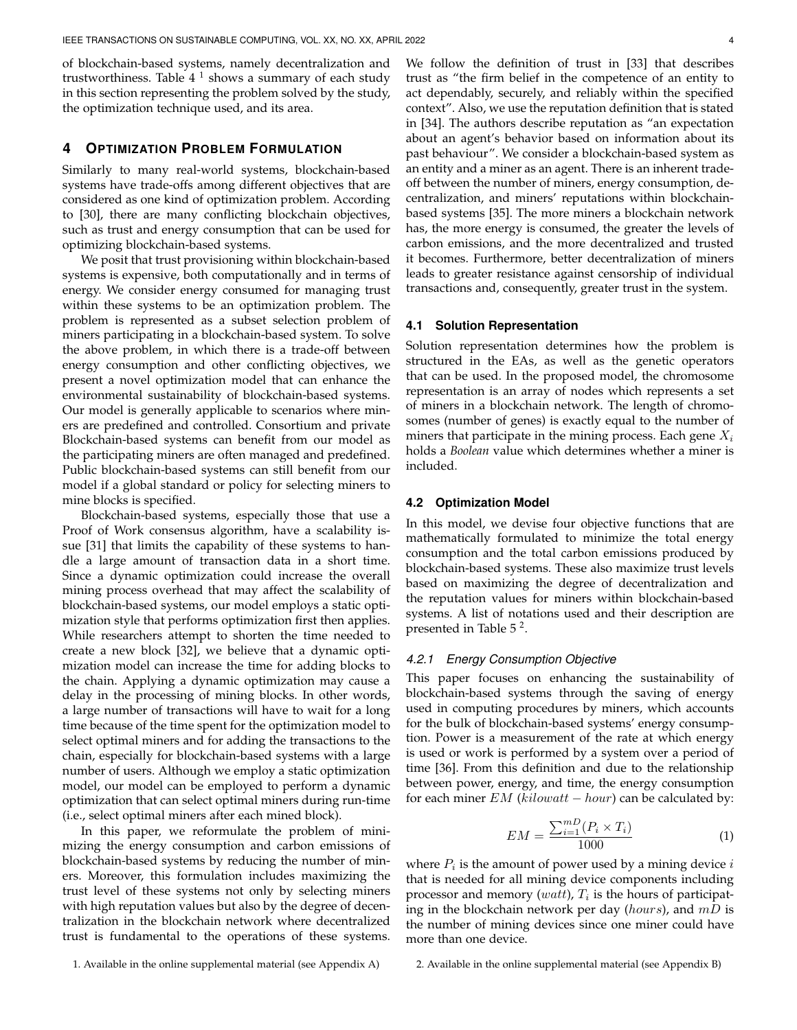of blockchain-based systems, namely decentralization and trustworthiness. Table 4 [1] shows a summary of each study in this section representing the problem solved by the study, the optimization technique used, and its area.

# 4 Optimization Problem Formulation

Similarly to many real-world systems, blockchain-based systems have trade-offs among different objectives that are considered as one kind of optimization problem. According to [30], there are many conflicting blockchain objectives, such as trust and energy consumption that can be used for optimizing blockchain-based systems.

We posit that trust provisioning within blockchain-based systems is expensive, both computationally and in terms of energy. We consider energy consumed for managing trust within these systems to be an optimization problem. The problem is represented as a subset selection problem of miners participating in a blockchain-based system. To solve the above problem, in which there is a trade-off between energy consumption and other conflicting objectives, we present a novel optimization model that can enhance the environmental sustainability of blockchain-based systems. Our model is generally applicable to scenarios where miners are predefined and controlled. Consortium and private Blockchain-based systems can benefit from our model as the participating miners are often managed and predefined. Public blockchain-based systems can still benefit from our model if a global standard or policy for selecting miners to mine blocks is specified.

Blockchain-based systems, especially those that use a Proof of Work consensus algorithm, have a scalability issue [31] that limits the capability of these systems to handle a large amount of transaction data in a short time. Since a dynamic optimization could increase the overall mining process overhead that may affect the scalability of blockchain-based systems, our model employs a static optimization style that performs optimization first then applies. While researchers attempt to shorten the time needed to create a new block [32], we believe that a dynamic optimization model can increase the time for adding blocks to the chain. Applying a dynamic optimization may cause a delay in the processing of mining blocks. In other words, a large number of transactions will have to wait for a long time because of the time spent for the optimization model to select optimal miners and for adding the transactions to the chain, especially for blockchain-based systems with a large number of users. Although we employ a static optimization model, our model can be employed to perform a dynamic optimization that can select optimal miners during run-time (i.e., select optimal miners after each mined block).

In this paper, we reformulate the problem of minimizing the energy consumption and carbon emissions of blockchain-based systems by reducing the number of miners. Moreover, this formulation includes maximizing the trust level of these systems not only by selecting miners with high reputation values but also by the degree of decentralization in the blockchain network where decentralized trust is fundamental to the operations of these systems. We follow the definition of trust in [33] that describes trust as "the firm belief in the competence of an entity to act dependably, securely, and reliably within the specified context". Also, we use the reputation definition that is stated in [34]. The authors describe reputation as "an expectation about an agent's behavior based on information about its past behaviour". We consider a blockchain-based system as an entity and a miner as an agent. There is an inherent tradeoff between the number of miners, energy consumption, decentralization, and miners' reputations within blockchain-based systems [35]. The more miners a blockchain network has, the more energy is consumed, the greater the levels of carbon emissions, and the more decentralized and trusted it becomes. Furthermore, better decentralization of miners leads to greater resistance against censorship of individual transactions and, consequently, greater trust in the system.

## 4.1 Solution Representation

Solution representation determines how the problem is structured in the EAs, as well as the genetic operators that can be used. In the proposed model, the chromosome representation is an array of nodes which represents a set of miners in a blockchain network. The length of chromosomes (number of genes) is exactly equal to the number of miners that participate in the mining process. Each gene $X_i$ holds a *Boolean* value which determines whether a miner is included.

## 4.2 Optimization Model

In this model, we devise four objective functions that are mathematically formulated to minimize the total energy consumption and the total carbon emissions produced by blockchain-based systems. These also maximize trust levels based on maximizing the degree of decentralization and the reputation values for miners within blockchain-based systems. A list of notations used and their description are presented in Table 5 [2].

### 4.2.1 Energy Consumption Objective

This paper focuses on enhancing the sustainability of blockchain-based systems through the saving of energy used in computing procedures by miners, which accounts for the bulk of blockchain-based systems' energy consumption. Power is a measurement of the rate at which energy is used or work is performed by a system over a period of time [36]. From this definition and due to the relationship between power, energy, and time, the energy consumption for each miner $EM$ ($kilowatt - hour$) can be calculated by:

$$EM = \frac{\sum_{i=1}^{mD}(P_i \times T_i)}{1000} \tag{1}$$

where $P_i$ is the amount of power used by a mining device $i$ that is needed for all mining device components including processor and memory ($watt$), $T_i$ is the hours of participating in the blockchain network per day ($hours$), and $mD$ is the number of mining devices since one miner could have more than one device.

1. Available in the online supplemental material (see Appendix A)

2. Available in the online supplemental material (see Appendix B)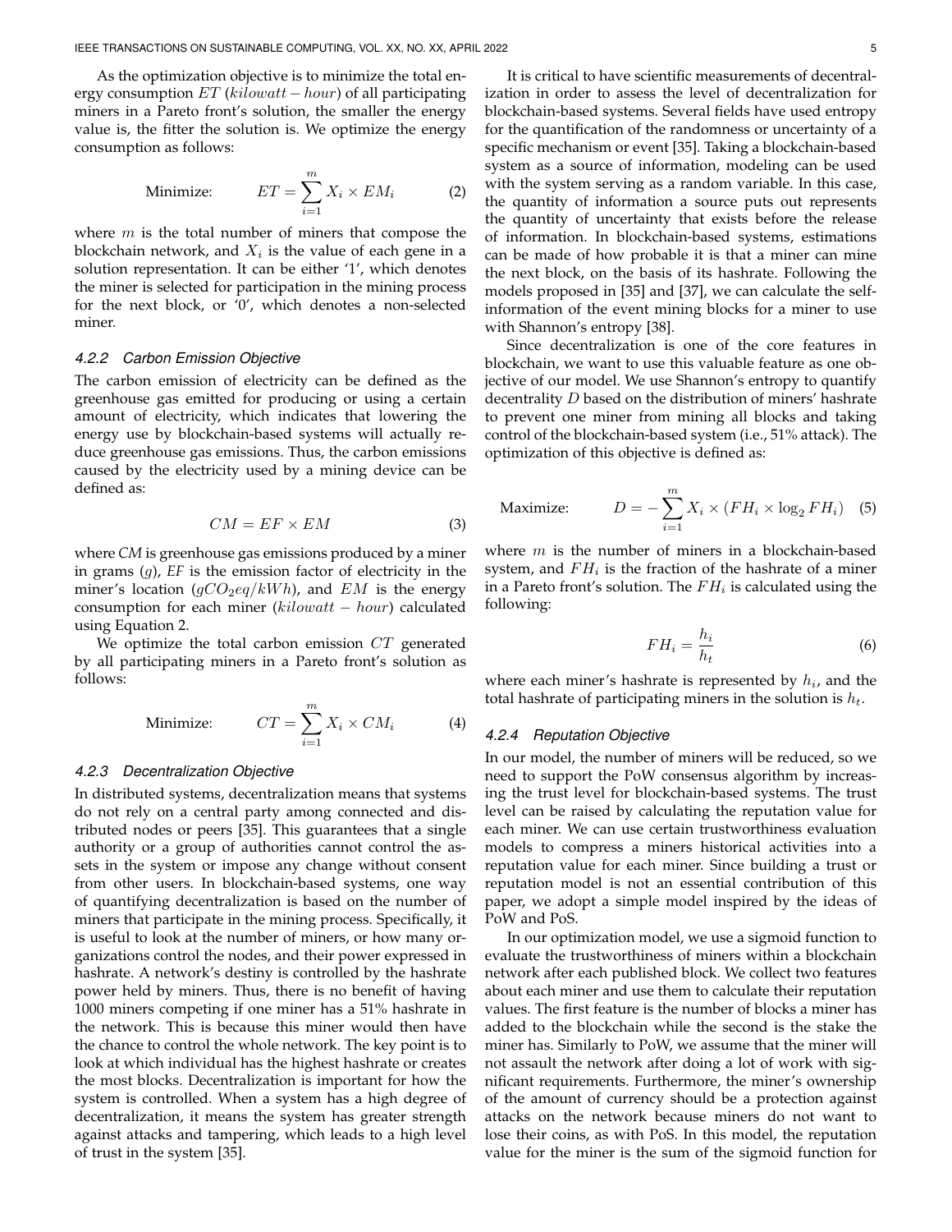As the optimization objective is to minimize the total energy consumption $ET$ ($kilowatt-hour$) of all participating miners in a Pareto front's solution, the smaller the energy value is, the fitter the solution is. We optimize the energy consumption as follows:

$$\text{Minimize:} \qquad ET = \sum_{i=1}^{m} X_i \times EM_i \tag{2}$$

where $m$ is the total number of miners that compose the blockchain network, and $X_i$ is the value of each gene in a solution representation. It can be either '1', which denotes the miner is selected for participation in the mining process for the next block, or '0', which denotes a non-selected miner.

#### 4.2.2 Carbon Emission Objective

The carbon emission of electricity can be defined as the greenhouse gas emitted for producing or using a certain amount of electricity, which indicates that lowering the energy use by blockchain-based systems will actually reduce greenhouse gas emissions. Thus, the carbon emissions caused by the electricity used by a mining device can be defined as:

$$CM = EF \times EM \tag{3}$$

where *CM* is greenhouse gas emissions produced by a miner in grams ($g$), *EF* is the emission factor of electricity in the miner's location ($gCO_2eq/kWh$), and $EM$ is the energy consumption for each miner ($kilowatt-hour$) calculated using Equation 2.

We optimize the total carbon emission $CT$ generated by all participating miners in a Pareto front's solution as follows:

$$\text{Minimize:} \qquad CT = \sum_{i=1}^{m} X_i \times CM_i \tag{4}$$

#### 4.2.3 Decentralization Objective

In distributed systems, decentralization means that systems do not rely on a central party among connected and distributed nodes or peers [35]. This guarantees that a single authority or a group of authorities cannot control the assets in the system or impose any change without consent from other users. In blockchain-based systems, one way of quantifying decentralization is based on the number of miners that participate in the mining process. Specifically, it is useful to look at the number of miners, or how many organizations control the nodes, and their power expressed in hashrate. A network's destiny is controlled by the hashrate power held by miners. Thus, there is no benefit of having 1000 miners competing if one miner has a 51% hashrate in the network. This is because this miner would then have the chance to control the whole network. The key point is to look at which individual has the highest hashrate or creates the most blocks. Decentralization is important for how the system is controlled. When a system has a high degree of decentralization, it means the system has greater strength against attacks and tampering, which leads to a high level of trust in the system [35].

It is critical to have scientific measurements of decentralization in order to assess the level of decentralization for blockchain-based systems. Several fields have used entropy for the quantification of the randomness or uncertainty of a specific mechanism or event [35]. Taking a blockchain-based system as a source of information, modeling can be used with the system serving as a random variable. In this case, the quantity of information a source puts out represents the quantity of uncertainty that exists before the release of information. In blockchain-based systems, estimations can be made of how probable it is that a miner can mine the next block, on the basis of its hashrate. Following the models proposed in [35] and [37], we can calculate the self-information of the event mining blocks for a miner to use with Shannon's entropy [38].

Since decentralization is one of the core features in blockchain, we want to use this valuable feature as one objective of our model. We use Shannon's entropy to quantify decentrality $D$ based on the distribution of miners' hashrate to prevent one miner from mining all blocks and taking control of the blockchain-based system (i.e., 51% attack). The optimization of this objective is defined as:

$$\text{Maximize:} \qquad D = -\sum_{i=1}^{m} X_i \times (FH_i \times \log_2 FH_i) \tag{5}$$

where $m$ is the number of miners in a blockchain-based system, and $FH_i$ is the fraction of the hashrate of a miner in a Pareto front's solution. The $FH_i$ is calculated using the following:

$$FH_i = \frac{h_i}{h_t} \tag{6}$$

where each miner's hashrate is represented by $h_i$, and the total hashrate of participating miners in the solution is $h_t$.

#### 4.2.4 Reputation Objective

In our model, the number of miners will be reduced, so we need to support the PoW consensus algorithm by increasing the trust level for blockchain-based systems. The trust level can be raised by calculating the reputation value for each miner. We can use certain trustworthiness evaluation models to compress a miners historical activities into a reputation value for each miner. Since building a trust or reputation model is not an essential contribution of this paper, we adopt a simple model inspired by the ideas of PoW and PoS.

In our optimization model, we use a sigmoid function to evaluate the trustworthiness of miners within a blockchain network after each published block. We collect two features about each miner and use them to calculate their reputation values. The first feature is the number of blocks a miner has added to the blockchain while the second is the stake the miner has. Similarly to PoW, we assume that the miner will not assault the network after doing a lot of work with significant requirements. Furthermore, the miner's ownership of the amount of currency should be a protection against attacks on the network because miners do not want to lose their coins, as with PoS. In this model, the reputation value for the miner is the sum of the sigmoid function for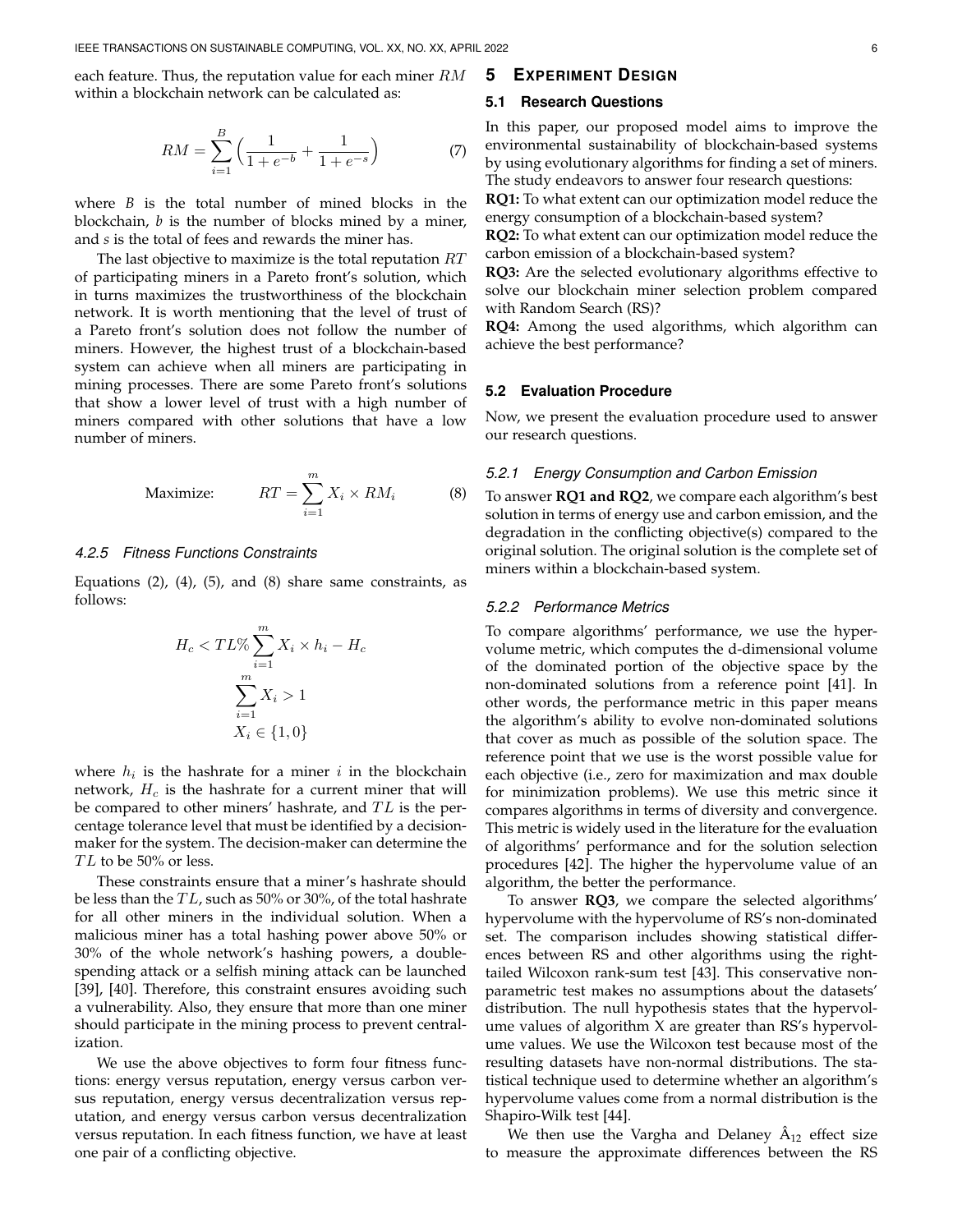each feature. Thus, the reputation value for each miner $RM$ within a blockchain network can be calculated as:

$$RM = \sum_{i=1}^{B} \Big( \frac{1}{1+e^{-b}} + \frac{1}{1+e^{-s}} \Big) \tag{7}$$

where $B$ is the total number of mined blocks in the blockchain, $b$ is the number of blocks mined by a miner, and $s$ is the total of fees and rewards the miner has.

The last objective to maximize is the total reputation $RT$ of participating miners in a Pareto front's solution, which in turns maximizes the trustworthiness of the blockchain network. It is worth mentioning that the level of trust of a Pareto front's solution does not follow the number of miners. However, the highest trust of a blockchain-based system can achieve when all miners are participating in mining processes. There are some Pareto front's solutions that show a lower level of trust with a high number of miners compared with other solutions that have a low number of miners.

$$\text{Maximize:} \qquad RT = \sum_{i=1}^{m} X_i \times RM_i \tag{8}$$

#### 4.2.5 Fitness Functions Constraints

Equations (2), (4), (5), and (8) share same constraints, as follows:

$$H_c < TL\% \sum_{i=1}^{m} X_i \times h_i - H_c$$
$$\sum_{i=1}^{m} X_i > 1$$
$$X_i \in \{1, 0\}$$

where $h_i$ is the hashrate for a miner $i$ in the blockchain network, $H_c$ is the hashrate for a current miner that will be compared to other miners' hashrate, and $TL$ is the percentage tolerance level that must be identified by a decision-maker for the system. The decision-maker can determine the $TL$ to be 50% or less.

These constraints ensure that a miner's hashrate should be less than the $TL$, such as 50% or 30%, of the total hashrate for all other miners in the individual solution. When a malicious miner has a total hashing power above 50% or 30% of the whole network's hashing powers, a double-spending attack or a selfish mining attack can be launched [39], [40]. Therefore, this constraint ensures avoiding such a vulnerability. Also, they ensure that more than one miner should participate in the mining process to prevent centralization.

We use the above objectives to form four fitness functions: energy versus reputation, energy versus carbon versus reputation, energy versus decentralization versus reputation, and energy versus carbon versus decentralization versus reputation. In each fitness function, we have at least one pair of a conflicting objective.

## 5 Experiment Design

### 5.1 Research Questions

In this paper, our proposed model aims to improve the environmental sustainability of blockchain-based systems by using evolutionary algorithms for finding a set of miners. The study endeavors to answer four research questions:

**RQ1:** To what extent can our optimization model reduce the energy consumption of a blockchain-based system?

**RQ2:** To what extent can our optimization model reduce the carbon emission of a blockchain-based system?

**RQ3:** Are the selected evolutionary algorithms effective to solve our blockchain miner selection problem compared with Random Search (RS)?

**RQ4:** Among the used algorithms, which algorithm can achieve the best performance?

### 5.2 Evaluation Procedure

Now, we present the evaluation procedure used to answer our research questions.

#### 5.2.1 Energy Consumption and Carbon Emission

To answer **RQ1 and RQ2**, we compare each algorithm's best solution in terms of energy use and carbon emission, and the degradation in the conflicting objective(s) compared to the original solution. The original solution is the complete set of miners within a blockchain-based system.

#### 5.2.2 Performance Metrics

To compare algorithms' performance, we use the hypervolume metric, which computes the d-dimensional volume of the dominated portion of the objective space by the non-dominated solutions from a reference point [41]. In other words, the performance metric in this paper means the algorithm's ability to evolve non-dominated solutions that cover as much as possible of the solution space. The reference point that we use is the worst possible value for each objective (i.e., zero for maximization and max double for minimization problems). We use this metric since it compares algorithms in terms of diversity and convergence. This metric is widely used in the literature for the evaluation of algorithms' performance and for the solution selection procedures [42]. The higher the hypervolume value of an algorithm, the better the performance.

To answer **RQ3**, we compare the selected algorithms' hypervolume with the hypervolume of RS's non-dominated set. The comparison includes showing statistical differences between RS and other algorithms using the right-tailed Wilcoxon rank-sum test [43]. This conservative non-parametric test makes no assumptions about the datasets' distribution. The null hypothesis states that the hypervolume values of algorithm X are greater than RS's hypervolume values. We use the Wilcoxon test because most of the resulting datasets have non-normal distributions. The statistical technique used to determine whether an algorithm's hypervolume values come from a normal distribution is the Shapiro-Wilk test [44].

We then use the Vargha and Delaney $\hat{A}_{12}$ effect size to measure the approximate differences between the RS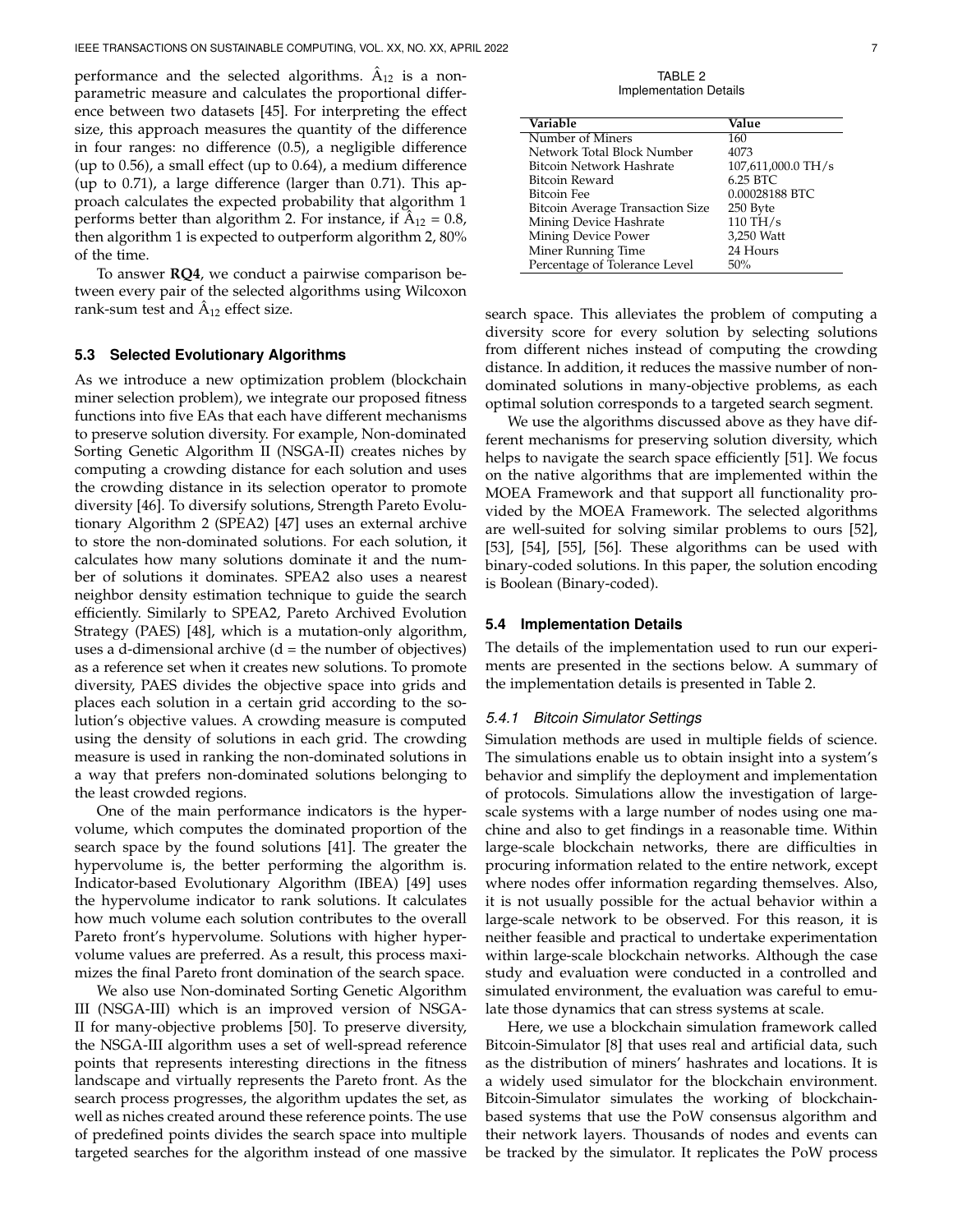performance and the selected algorithms. $\hat{A}_{12}$ is a non-parametric measure and calculates the proportional difference between two datasets [45]. For interpreting the effect size, this approach measures the quantity of the difference in four ranges: no difference (0.5), a negligible difference (up to 0.56), a small effect (up to 0.64), a medium difference (up to 0.71), a large difference (larger than 0.71). This approach calculates the expected probability that algorithm 1 performs better than algorithm 2. For instance, if $\hat{A}_{12} = 0.8$, then algorithm 1 is expected to outperform algorithm 2, 80% of the time.

To answer **RQ4**, we conduct a pairwise comparison between every pair of the selected algorithms using Wilcoxon rank-sum test and $\hat{A}_{12}$ effect size.

### 5.3 Selected Evolutionary Algorithms

As we introduce a new optimization problem (blockchain miner selection problem), we integrate our proposed fitness functions into five EAs that each have different mechanisms to preserve solution diversity. For example, Non-dominated Sorting Genetic Algorithm II (NSGA-II) creates niches by computing a crowding distance for each solution and uses the crowding distance in its selection operator to promote diversity [46]. To diversify solutions, Strength Pareto Evolutionary Algorithm 2 (SPEA2) [47] uses an external archive to store the non-dominated solutions. For each solution, it calculates how many solutions dominate it and the number of solutions it dominates. SPEA2 also uses a nearest neighbor density estimation technique to guide the search efficiently. Similarly to SPEA2, Pareto Archived Evolution Strategy (PAES) [48], which is a mutation-only algorithm, uses a d-dimensional archive (d = the number of objectives) as a reference set when it creates new solutions. To promote diversity, PAES divides the objective space into grids and places each solution in a certain grid according to the solution's objective values. A crowding measure is computed using the density of solutions in each grid. The crowding measure is used in ranking the non-dominated solutions in a way that prefers non-dominated solutions belonging to the least crowded regions.

One of the main performance indicators is the hypervolume, which computes the dominated proportion of the search space by the found solutions [41]. The greater the hypervolume is, the better performing the algorithm is. Indicator-based Evolutionary Algorithm (IBEA) [49] uses the hypervolume indicator to rank solutions. It calculates how much volume each solution contributes to the overall Pareto front's hypervolume. Solutions with higher hypervolume values are preferred. As a result, this process maximizes the final Pareto front domination of the search space.

We also use Non-dominated Sorting Genetic Algorithm III (NSGA-III) which is an improved version of NSGA-II for many-objective problems [50]. To preserve diversity, the NSGA-III algorithm uses a set of well-spread reference points that represents interesting directions in the fitness landscape and virtually represents the Pareto front. As the search process progresses, the algorithm updates the set, as well as niches created around these reference points. The use of predefined points divides the search space into multiple targeted searches for the algorithm instead of one massive search space. This alleviates the problem of computing a diversity score for every solution by selecting solutions from different niches instead of computing the crowding distance. In addition, it reduces the massive number of non-dominated solutions in many-objective problems, as each optimal solution corresponds to a targeted search segment.

We use the algorithms discussed above as they have different mechanisms for preserving solution diversity, which helps to navigate the search space efficiently [51]. We focus on the native algorithms that are implemented within the MOEA Framework and that support all functionality provided by the MOEA Framework. The selected algorithms are well-suited for solving similar problems to ours [52], [53], [54], [55], [56]. These algorithms can be used with binary-coded solutions. In this paper, the solution encoding is Boolean (Binary-coded).

TABLE 2
Implementation Details

| Variable | Value |
|---|---|
| Number of Miners | 160 |
| Network Total Block Number | 4073 |
| Bitcoin Network Hashrate | 107,611,000.0 TH/s |
| Bitcoin Reward | 6.25 BTC |
| Bitcoin Fee | 0.00028188 BTC |
| Bitcoin Average Transaction Size | 250 Byte |
| Mining Device Hashrate | 110 TH/s |
| Mining Device Power | 3,250 Watt |
| Miner Running Time | 24 Hours |
| Percentage of Tolerance Level | 50% |

### 5.4 Implementation Details

The details of the implementation used to run our experiments are presented in the sections below. A summary of the implementation details is presented in Table 2.

#### 5.4.1 Bitcoin Simulator Settings

Simulation methods are used in multiple fields of science. The simulations enable us to obtain insight into a system's behavior and simplify the deployment and implementation of protocols. Simulations allow the investigation of large-scale systems with a large number of nodes using one machine and also to get findings in a reasonable time. Within large-scale blockchain networks, there are difficulties in procuring information related to the entire network, except where nodes offer information regarding themselves. Also, it is not usually possible for the actual behavior within a large-scale network to be observed. For this reason, it is neither feasible and practical to undertake experimentation within large-scale blockchain networks. Although the case study and evaluation were conducted in a controlled and simulated environment, the evaluation was careful to emulate those dynamics that can stress systems at scale.

Here, we use a blockchain simulation framework called Bitcoin-Simulator [8] that uses real and artificial data, such as the distribution of miners' hashrates and locations. It is a widely used simulator for the blockchain environment. Bitcoin-Simulator simulates the working of blockchain-based systems that use the PoW consensus algorithm and their network layers. Thousands of nodes and events can be tracked by the simulator. It replicates the PoW process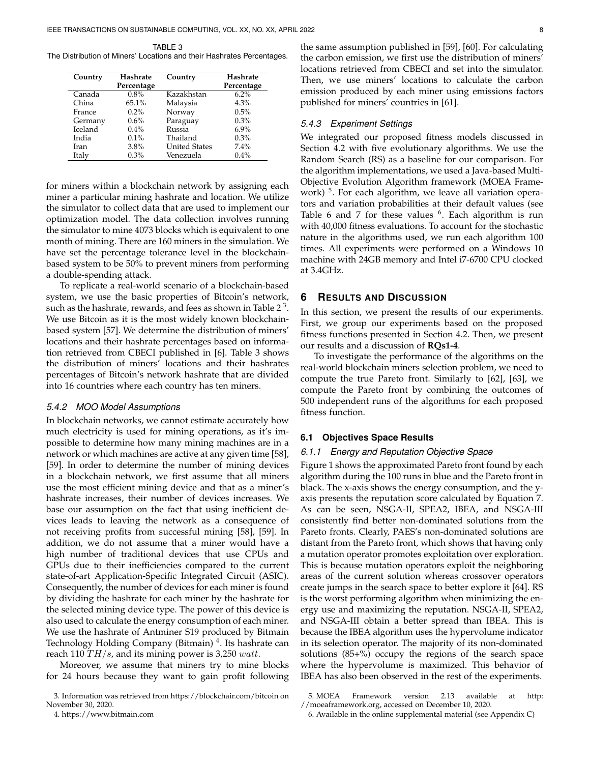TABLE 3
The Distribution of Miners' Locations and their Hashrates Percentages.

| Country | Hashrate Percentage | Country | Hashrate Percentage |
|---|---|---|---|
| Canada | 0.8% | Kazakhstan | 6.2% |
| China | 65.1% | Malaysia | 4.3% |
| France | 0.2% | Norway | 0.5% |
| Germany | 0.6% | Paraguay | 0.3% |
| Iceland | 0.4% | Russia | 6.9% |
| India | 0.1% | Thailand | 0.3% |
| Iran | 3.8% | United States | 7.4% |
| Italy | 0.3% | Venezuela | 0.4% |

for miners within a blockchain network by assigning each miner a particular mining hashrate and location. We utilize the simulator to collect data that are used to implement our optimization model. The data collection involves running the simulator to mine 4073 blocks which is equivalent to one month of mining. There are 160 miners in the simulation. We have set the percentage tolerance level in the blockchain-based system to be 50% to prevent miners from performing a double-spending attack.

To replicate a real-world scenario of a blockchain-based system, we use the basic properties of Bitcoin's network, such as the hashrate, rewards, and fees as shown in Table 2 [3]. We use Bitcoin as it is the most widely known blockchain-based system [57]. We determine the distribution of miners' locations and their hashrate percentages based on information retrieved from CBECI published in [6]. Table 3 shows the distribution of miners' locations and their hashrates percentages of Bitcoin's network hashrate that are divided into 16 countries where each country has ten miners.

#### 5.4.2 MOO Model Assumptions

In blockchain networks, we cannot estimate accurately how much electricity is used for mining operations, as it's impossible to determine how many mining machines are in a network or which machines are active at any given time [58], [59]. In order to determine the number of mining devices in a blockchain network, we first assume that all miners use the most efficient mining device and that as a miner's hashrate increases, their number of devices increases. We base our assumption on the fact that using inefficient devices leads to leaving the network as a consequence of not receiving profits from successful mining [58], [59]. In addition, we do not assume that a miner would have a high number of traditional devices that use CPUs and GPUs due to their inefficiencies compared to the current state-of-art Application-Specific Integrated Circuit (ASIC). Consequently, the number of devices for each miner is found by dividing the hashrate for each miner by the hashrate for the selected mining device type. The power of this device is also used to calculate the energy consumption of each miner. We use the hashrate of Antminer S19 produced by Bitmain Technology Holding Company (Bitmain) [4]. Its hashrate can reach 110 $TH/s$, and its mining power is 3,250 $watt$.

Moreover, we assume that miners try to mine blocks for 24 hours because they want to gain profit following the same assumption published in [59], [60]. For calculating the carbon emission, we first use the distribution of miners' locations retrieved from CBECI and set into the simulator. Then, we use miners' locations to calculate the carbon emission produced by each miner using emissions factors published for miners' countries in [61].

#### 5.4.3 Experiment Settings

We integrated our proposed fitness models discussed in Section 4.2 with five evolutionary algorithms. We use the Random Search (RS) as a baseline for our comparison. For the algorithm implementations, we used a Java-based Multi-Objective Evolution Algorithm framework (MOEA Framework) [5]. For each algorithm, we leave all variation operators and variation probabilities at their default values (see Table 6 and 7 for these values [6]. Each algorithm is run with 40,000 fitness evaluations. To account for the stochastic nature in the algorithms used, we run each algorithm 100 times. All experiments were performed on a Windows 10 machine with 24GB memory and Intel i7-6700 CPU clocked at 3.4GHz.

## 6 Results and Discussion

In this section, we present the results of our experiments. First, we group our experiments based on the proposed fitness functions presented in Section 4.2. Then, we present our results and a discussion of **RQs1-4**.

To investigate the performance of the algorithms on the real-world blockchain miners selection problem, we need to compute the true Pareto front. Similarly to [62], [63], we compute the Pareto front by combining the outcomes of 500 independent runs of the algorithms for each proposed fitness function.

### 6.1 Objectives Space Results

#### 6.1.1 Energy and Reputation Objective Space

Figure 1 shows the approximated Pareto front found by each algorithm during the 100 runs in blue and the Pareto front in black. The x-axis shows the energy consumption, and the y-axis presents the reputation score calculated by Equation 7. As can be seen, NSGA-II, SPEA2, IBEA, and NSGA-III consistently find better non-dominated solutions from the Pareto fronts. Clearly, PAES's non-dominated solutions are distant from the Pareto front, which shows that having only a mutation operator promotes exploitation over exploration. This is because mutation operators exploit the neighboring areas of the current solution whereas crossover operators create jumps in the search space to better explore it [64]. RS is the worst performing algorithm when minimizing the energy use and maximizing the reputation. NSGA-II, SPEA2, and NSGA-III obtain a better spread than IBEA. This is because the IBEA algorithm uses the hypervolume indicator in its selection operator. The majority of its non-dominated solutions (85+%) occupy the regions of the search space where the hypervolume is maximized. This behavior of IBEA has also been observed in the rest of the experiments.

3. Information was retrieved from https://blockchair.com/bitcoin on November 30, 2020.

4. https://www.bitmain.com

5. MOEA Framework version 2.13 available at http://moeaframework.org, accessed on December 10, 2020.

6. Available in the online supplemental material (see Appendix C)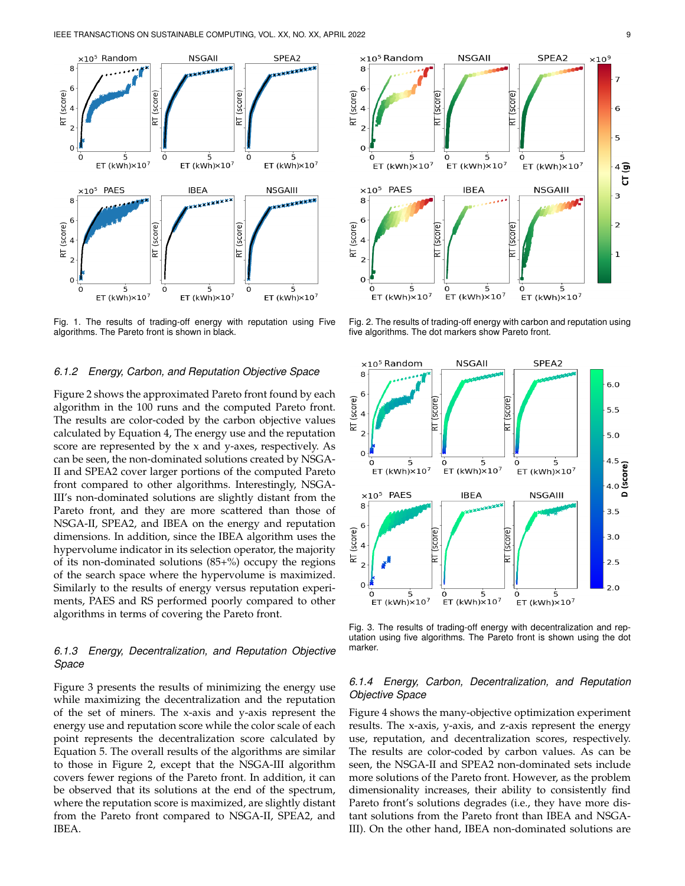Fig. 1. The results of trading-off energy with reputation using Five algorithms. The Pareto front is shown in black.

Fig. 2. The results of trading-off energy with carbon and reputation using five algorithms. The dot markers show Pareto front.

#### 6.1.2 Energy, Carbon, and Reputation Objective Space

Figure 2 shows the approximated Pareto front found by each algorithm in the 100 runs and the computed Pareto front. The results are color-coded by the carbon objective values calculated by Equation 4, The energy use and the reputation score are represented by the x and y-axes, respectively. As can be seen, the non-dominated solutions created by NSGA-II and SPEA2 cover larger portions of the computed Pareto front compared to other algorithms. Interestingly, NSGA-III's non-dominated solutions are slightly distant from the Pareto front, and they are more scattered than those of NSGA-II, SPEA2, and IBEA on the energy and reputation dimensions. In addition, since the IBEA algorithm uses the hypervolume indicator in its selection operator, the majority of its non-dominated solutions (85+%) occupy the regions of the search space where the hypervolume is maximized. Similarly to the results of energy versus reputation experiments, PAES and RS performed poorly compared to other algorithms in terms of covering the Pareto front.

#### 6.1.3 Energy, Decentralization, and Reputation Objective Space

Figure 3 presents the results of minimizing the energy use while maximizing the decentralization and the reputation of the set of miners. The x-axis and y-axis represent the energy use and reputation score while the color scale of each point represents the decentralization score calculated by Equation 5. The overall results of the algorithms are similar to those in Figure 2, except that the NSGA-III algorithm covers fewer regions of the Pareto front. In addition, it can be observed that its solutions at the end of the spectrum, where the reputation score is maximized, are slightly distant from the Pareto front compared to NSGA-II, SPEA2, and IBEA.

Fig. 3. The results of trading-off energy with decentralization and reputation using five algorithms. The Pareto front is shown using the dot marker.

#### 6.1.4 Energy, Carbon, Decentralization, and Reputation Objective Space

Figure 4 shows the many-objective optimization experiment results. The x-axis, y-axis, and z-axis represent the energy use, reputation, and decentralization scores, respectively. The results are color-coded by carbon values. As can be seen, the NSGA-II and SPEA2 non-dominated sets include more solutions of the Pareto front. However, as the problem dimensionality increases, their ability to consistently find Pareto front's solutions degrades (i.e., they have more distant solutions from the Pareto front than IBEA and NSGA-III). On the other hand, IBEA non-dominated solutions are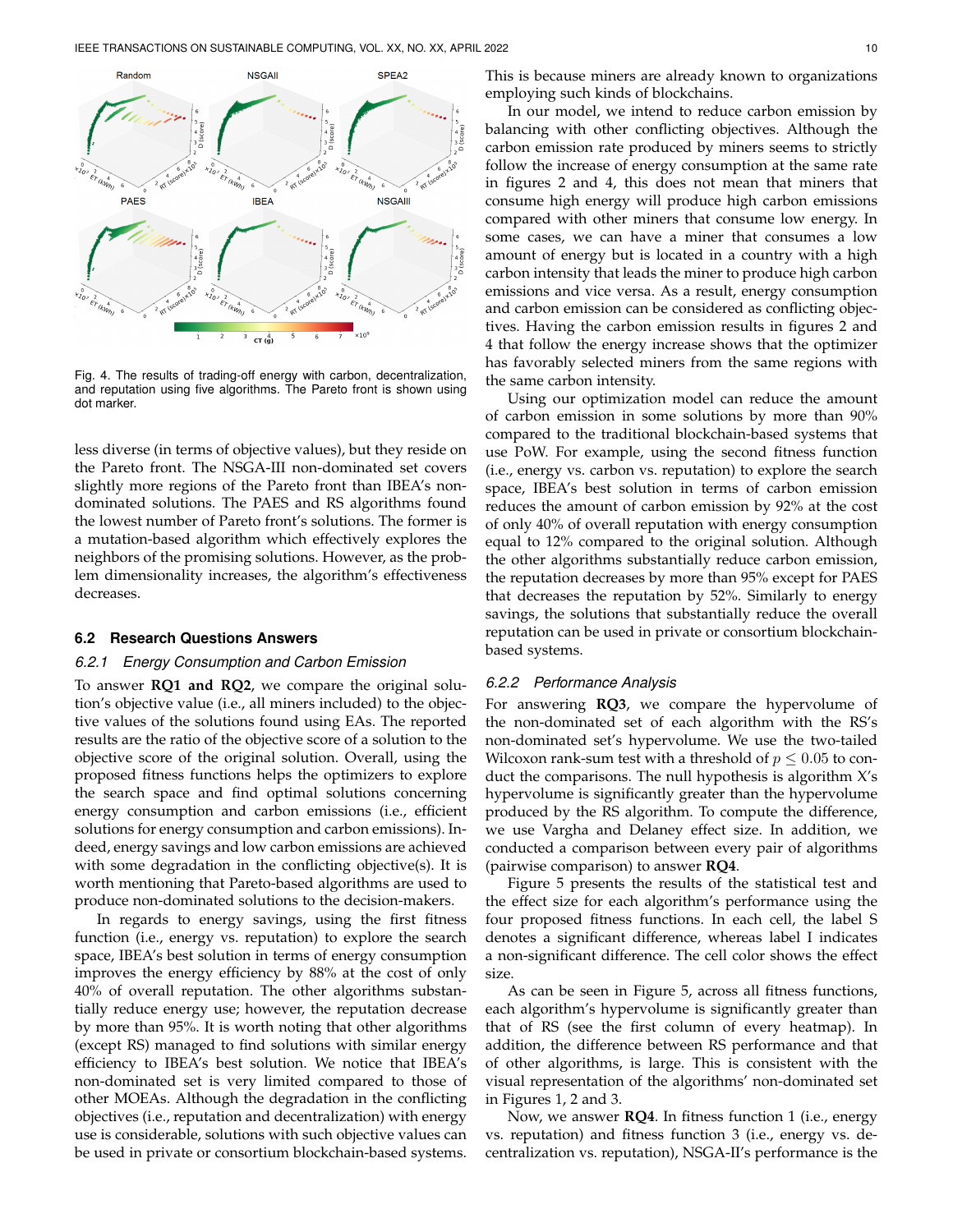Fig. 4. The results of trading-off energy with carbon, decentralization, and reputation using five algorithms. The Pareto front is shown using dot marker.

less diverse (in terms of objective values), but they reside on the Pareto front. The NSGA-III non-dominated set covers slightly more regions of the Pareto front than IBEA's non-dominated solutions. The PAES and RS algorithms found the lowest number of Pareto front's solutions. The former is a mutation-based algorithm which effectively explores the neighbors of the promising solutions. However, as the problem dimensionality increases, the algorithm's effectiveness decreases.

### 6.2 Research Questions Answers

#### 6.2.1 Energy Consumption and Carbon Emission

To answer **RQ1 and RQ2**, we compare the original solution's objective value (i.e., all miners included) to the objective values of the solutions found using EAs. The reported results are the ratio of the objective score of a solution to the objective score of the original solution. Overall, using the proposed fitness functions helps the optimizers to explore the search space and find optimal solutions concerning energy consumption and carbon emissions (i.e., efficient solutions for energy consumption and carbon emissions). Indeed, energy savings and low carbon emissions are achieved with some degradation in the conflicting objective(s). It is worth mentioning that Pareto-based algorithms are used to produce non-dominated solutions to the decision-makers.

In regards to energy savings, using the first fitness function (i.e., energy vs. reputation) to explore the search space, IBEA's best solution in terms of energy consumption improves the energy efficiency by 88% at the cost of only 40% of overall reputation. The other algorithms substantially reduce energy use; however, the reputation decrease by more than 95%. It is worth noting that other algorithms (except RS) managed to find solutions with similar energy efficiency to IBEA's best solution. We notice that IBEA's non-dominated set is very limited compared to those of other MOEAs. Although the degradation in the conflicting objectives (i.e., reputation and decentralization) with energy use is considerable, solutions with such objective values can be used in private or consortium blockchain-based systems. This is because miners are already known to organizations employing such kinds of blockchains.

In our model, we intend to reduce carbon emission by balancing with other conflicting objectives. Although the carbon emission rate produced by miners seems to strictly follow the increase of energy consumption at the same rate in figures 2 and 4, this does not mean that miners that consume high energy will produce high carbon emissions compared with other miners that consume low energy. In some cases, we can have a miner that consumes a low amount of energy but is located in a country with a high carbon intensity that leads the miner to produce high carbon emissions and vice versa. As a result, energy consumption and carbon emission can be considered as conflicting objectives. Having the carbon emission results in figures 2 and 4 that follow the energy increase shows that the optimizer has favorably selected miners from the same regions with the same carbon intensity.

Using our optimization model can reduce the amount of carbon emission in some solutions by more than 90% compared to the traditional blockchain-based systems that use PoW. For example, using the second fitness function (i.e., energy vs. carbon vs. reputation) to explore the search space, IBEA's best solution in terms of carbon emission reduces the amount of carbon emission by 92% at the cost of only 40% of overall reputation with energy consumption equal to 12% compared to the original solution. Although the other algorithms substantially reduce carbon emission, the reputation decreases by more than 95% except for PAES that decreases the reputation by 52%. Similarly to energy savings, the solutions that substantially reduce the overall reputation can be used in private or consortium blockchain-based systems.

#### 6.2.2 Performance Analysis

For answering **RQ3**, we compare the hypervolume of the non-dominated set of each algorithm with the RS's non-dominated set's hypervolume. We use the two-tailed Wilcoxon rank-sum test with a threshold of $p \leq 0.05$ to conduct the comparisons. The null hypothesis is algorithm X's hypervolume is significantly greater than the hypervolume produced by the RS algorithm. To compute the difference, we use Vargha and Delaney effect size. In addition, we conducted a comparison between every pair of algorithms (pairwise comparison) to answer **RQ4**.

Figure 5 presents the results of the statistical test and the effect size for each algorithm's performance using the four proposed fitness functions. In each cell, the label S denotes a significant difference, whereas label I indicates a non-significant difference. The cell color shows the effect size.

As can be seen in Figure 5, across all fitness functions, each algorithm's hypervolume is significantly greater than that of RS (see the first column of every heatmap). In addition, the difference between RS performance and that of other algorithms, is large. This is consistent with the visual representation of the algorithms' non-dominated set in Figures 1, 2 and 3.

Now, we answer **RQ4**. In fitness function 1 (i.e., energy vs. reputation) and fitness function 3 (i.e., energy vs. decentralization vs. reputation), NSGA-II's performance is the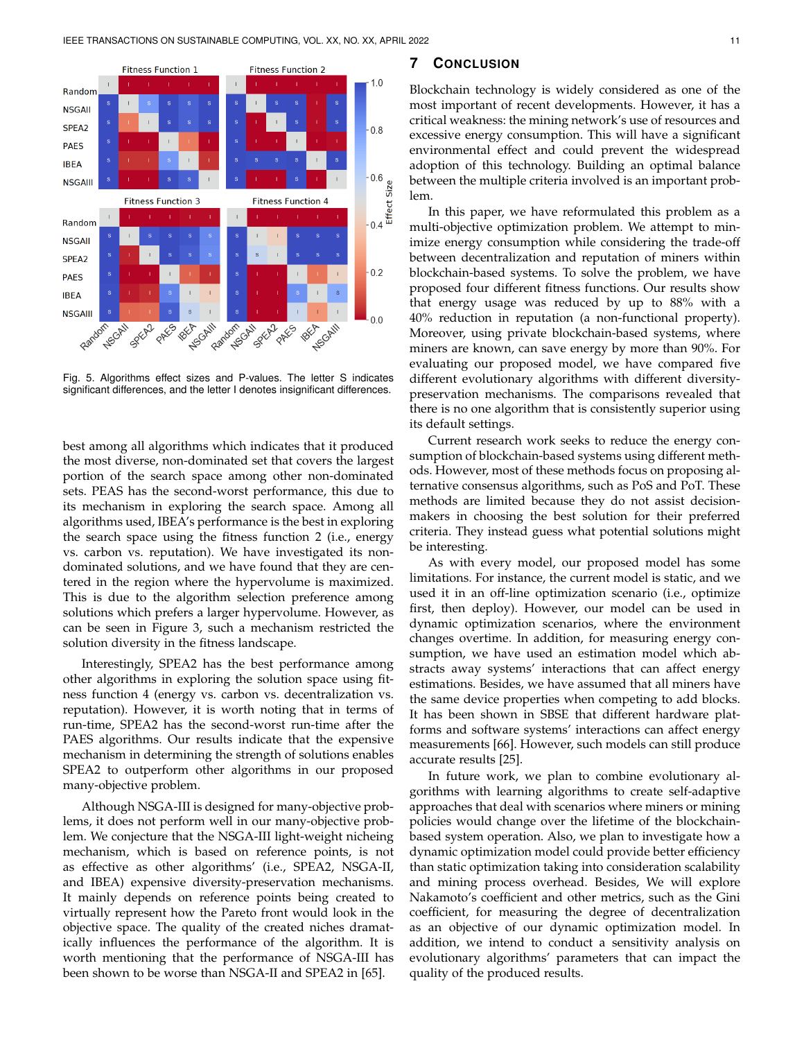Fig. 5. Algorithms effect sizes and P-values. The letter S indicates significant differences, and the letter I denotes insignificant differences.

best among all algorithms which indicates that it produced the most diverse, non-dominated set that covers the largest portion of the search space among other non-dominated sets. PEAS has the second-worst performance, this due to its mechanism in exploring the search space. Among all algorithms used, IBEA's performance is the best in exploring the search space using the fitness function 2 (i.e., energy vs. carbon vs. reputation). We have investigated its non-dominated solutions, and we have found that they are centered in the region where the hypervolume is maximized. This is due to the algorithm selection preference among solutions which prefers a larger hypervolume. However, as can be seen in Figure 3, such a mechanism restricted the solution diversity in the fitness landscape.

Interestingly, SPEA2 has the best performance among other algorithms in exploring the solution space using fitness function 4 (energy vs. carbon vs. decentralization vs. reputation). However, it is worth noting that in terms of run-time, SPEA2 has the second-worst run-time after the PAES algorithms. Our results indicate that the expensive mechanism in determining the strength of solutions enables SPEA2 to outperform other algorithms in our proposed many-objective problem.

Although NSGA-III is designed for many-objective problems, it does not perform well in our many-objective problem. We conjecture that the NSGA-III light-weight niching mechanism, which is based on reference points, is not as effective as other algorithms' (i.e., SPEA2, NSGA-II, and IBEA) expensive diversity-preservation mechanisms. It mainly depends on reference points being created to virtually represent how the Pareto front would look in the objective space. The quality of the created niches dramatically influences the performance of the algorithm. It is worth mentioning that the performance of NSGA-III has been shown to be worse than NSGA-II and SPEA2 in [65].

## 7 Conclusion

Blockchain technology is widely considered as one of the most important of recent developments. However, it has a critical weakness: the mining network's use of resources and excessive energy consumption. This will have a significant environmental effect and could prevent the widespread adoption of this technology. Building an optimal balance between the multiple criteria involved is an important problem.

In this paper, we have reformulated this problem as a multi-objective optimization problem. We attempt to minimize energy consumption while considering the trade-off between decentralization and reputation of miners within blockchain-based systems. To solve the problem, we have proposed four different fitness functions. Our results show that energy usage was reduced by up to 88% with a 40% reduction in reputation (a non-functional property). Moreover, using private blockchain-based systems, where miners are known, can save energy by more than 90%. For evaluating our proposed model, we have compared five different evolutionary algorithms with different diversity-preservation mechanisms. The comparisons revealed that there is no one algorithm that is consistently superior using its default settings.

Current research work seeks to reduce the energy consumption of blockchain-based systems using different methods. However, most of these methods focus on proposing alternative consensus algorithms, such as PoS and PoT. These methods are limited because they do not assist decision-makers in choosing the best solution for their preferred criteria. They instead guess what potential solutions might be interesting.

As with every model, our proposed model has some limitations. For instance, the current model is static, and we used it in an off-line optimization scenario (i.e., optimize first, then deploy). However, our model can be used in dynamic optimization scenarios, where the environment changes overtime. In addition, for measuring energy consumption, we have used an estimation model which abstracts away systems' interactions that can affect energy estimations. Besides, we have assumed that all miners have the same device properties when competing to add blocks. It has been shown in SBSE that different hardware platforms and software systems' interactions can affect energy measurements [66]. However, such models can still produce accurate results [25].

In future work, we plan to combine evolutionary algorithms with learning algorithms to create self-adaptive approaches that deal with scenarios where miners or mining policies would change over the lifetime of the blockchain-based system operation. Also, we plan to investigate how a dynamic optimization model could provide better efficiency than static optimization taking into consideration scalability and mining process overhead. Besides, We will explore Nakamoto's coefficient and other metrics, such as the Gini coefficient, for measuring the degree of decentralization as an objective of our dynamic optimization model. In addition, we intend to conduct a sensitivity analysis on evolutionary algorithms' parameters that can impact the quality of the produced results.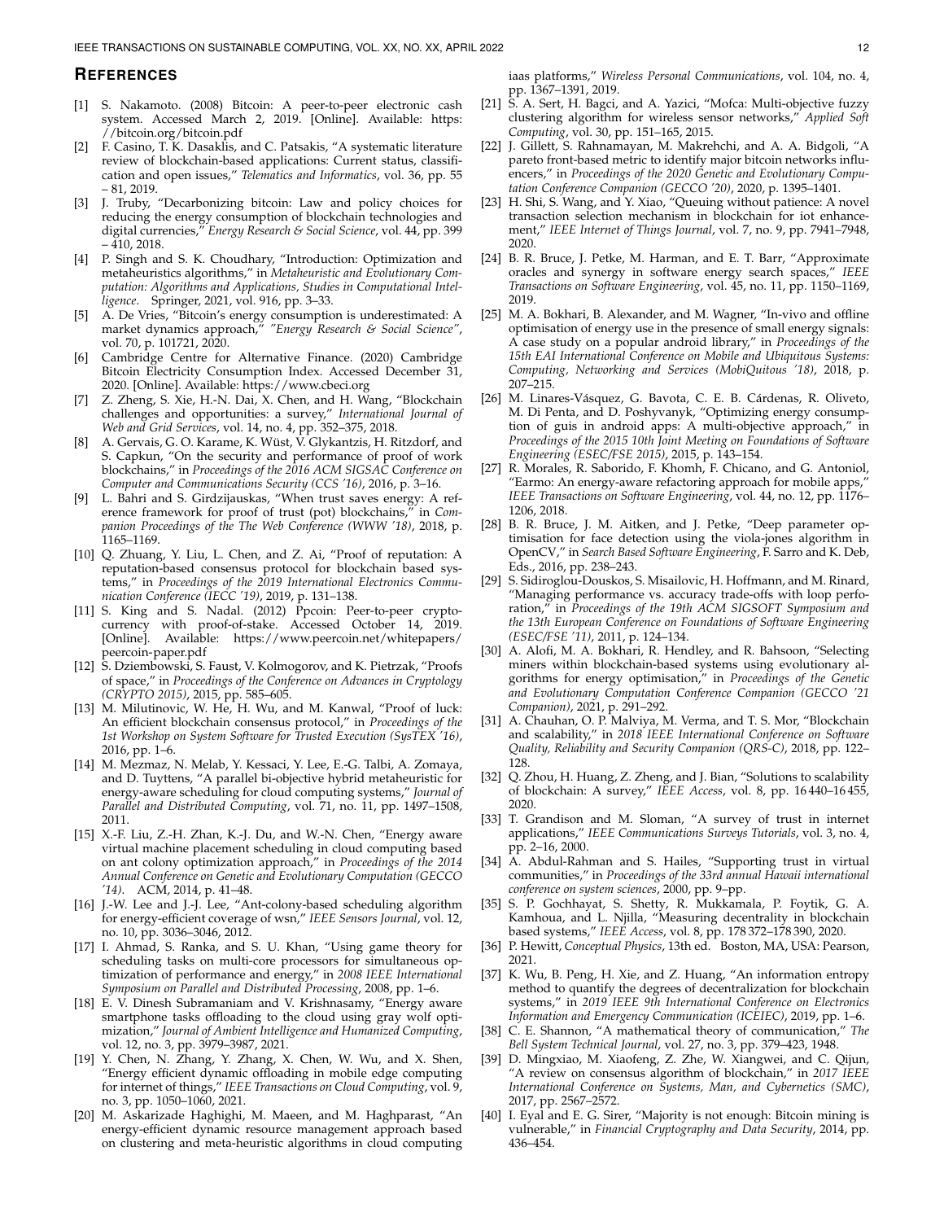## References

[1] S. Nakamoto. (2008) Bitcoin: A peer-to-peer electronic cash system. Accessed March 2, 2019. [Online]. Available: https://bitcoin.org/bitcoin.pdf

[2] F. Casino, T. K. Dasaklis, and C. Patsakis, "A systematic literature review of blockchain-based applications: Current status, classification and open issues," *Telematics and Informatics*, vol. 36, pp. 55 – 81, 2019.

[3] J. Truby, "Decarbonizing bitcoin: Law and policy choices for reducing the energy consumption of blockchain technologies and digital currencies," *Energy Research & Social Science*, vol. 44, pp. 399 – 410, 2018.

[4] P. Singh and S. K. Choudhary, "Introduction: Optimization and metaheuristics algorithms," in *Metaheuristic and Evolutionary Computation: Algorithms and Applications, Studies in Computational Intelligence*. Springer, 2021, vol. 916, pp. 3–33.

[5] A. De Vries, "Bitcoin's energy consumption is underestimated: A market dynamics approach," *"Energy Research & Social Science"*, vol. 70, p. 101721, 2020.

[6] Cambridge Centre for Alternative Finance. (2020) Cambridge Bitcoin Electricity Consumption Index. Accessed December 31, 2020. [Online]. Available: https://www.cbeci.org

[7] Z. Zheng, S. Xie, H.-N. Dai, X. Chen, and H. Wang, "Blockchain challenges and opportunities: a survey," *International Journal of Web and Grid Services*, vol. 14, no. 4, pp. 352–375, 2018.

[8] A. Gervais, G. O. Karame, K. Wüst, V. Glykantzis, H. Ritzdorf, and S. Capkun, "On the security and performance of proof of work blockchains," in *Proceedings of the 2016 ACM SIGSAC Conference on Computer and Communications Security (CCS '16)*, 2016, p. 3–16.

[9] L. Bahri and S. Girdzijauskas, "When trust saves energy: A reference framework for proof of trust (pot) blockchains," in *Companion Proceedings of the The Web Conference (WWW '18)*, 2018, p. 1165–1169.

[10] Q. Zhuang, Y. Liu, L. Chen, and Z. Ai, "Proof of reputation: A reputation-based consensus protocol for blockchain based systems," in *Proceedings of the 2019 International Electronics Communication Conference (IECC '19)*, 2019, p. 131–138.

[11] S. King and S. Nadal. (2012) Ppcoin: Peer-to-peer crypto-currency with proof-of-stake. Accessed October 14, 2019. [Online]. Available: https://www.peercoin.net/whitepapers/peercoin-paper.pdf

[12] S. Dziembowski, S. Faust, V. Kolmogorov, and K. Pietrzak, "Proofs of space," in *Proceedings of the Conference on Advances in Cryptology (CRYPTO 2015)*, 2015, pp. 585–605.

[13] M. Milutinovic, W. He, H. Wu, and M. Kanwal, "Proof of luck: An efficient blockchain consensus protocol," in *Proceedings of the 1st Workshop on System Software for Trusted Execution (SysTEX '16)*, 2016, pp. 1–6.

[14] M. Mezmaz, N. Melab, Y. Kessaci, Y. Lee, E.-G. Talbi, A. Zomaya, and D. Tuyttens, "A parallel bi-objective hybrid metaheuristic for energy-aware scheduling for cloud computing systems," *Journal of Parallel and Distributed Computing*, vol. 71, no. 11, pp. 1497–1508, 2011.

[15] X.-F. Liu, Z.-H. Zhan, K.-J. Du, and W.-N. Chen, "Energy aware virtual machine placement scheduling in cloud computing based on ant colony optimization approach," in *Proceedings of the 2014 Annual Conference on Genetic and Evolutionary Computation (GECCO '14)*. ACM, 2014, p. 41–48.

[16] J.-W. Lee and J.-J. Lee, "Ant-colony-based scheduling algorithm for energy-efficient coverage of wsn," *IEEE Sensors Journal*, vol. 12, no. 10, pp. 3036–3046, 2012.

[17] I. Ahmad, S. Ranka, and S. U. Khan, "Using game theory for scheduling tasks on multi-core processors for simultaneous optimization of performance and energy," in *2008 IEEE International Symposium on Parallel and Distributed Processing*, 2008, pp. 1–6.

[18] E. V. Dinesh Subramaniam and V. Krishnasamy, "Energy aware smartphone tasks offloading to the cloud using gray wolf optimization," *Journal of Ambient Intelligence and Humanized Computing*, vol. 12, no. 3, pp. 3979–3987, 2021.

[19] Y. Chen, N. Zhang, Y. Zhang, X. Chen, W. Wu, and X. Shen, "Energy efficient dynamic offloading in mobile edge computing for internet of things," *IEEE Transactions on Cloud Computing*, vol. 9, no. 3, pp. 1050–1060, 2021.

[20] M. Askarizade Haghighi, M. Maeen, and M. Haghparast, "An energy-efficient dynamic resource management approach based on clustering and meta-heuristic algorithms in cloud computing iaas platforms," *Wireless Personal Communications*, vol. 104, no. 4, pp. 1367–1391, 2019.

[21] S. A. Sert, H. Bagci, and A. Yazici, "Mofca: Multi-objective fuzzy clustering algorithm for wireless sensor networks," *Applied Soft Computing*, vol. 30, pp. 151–165, 2015.

[22] J. Gillett, S. Rahnamayan, M. Makrehchi, and A. A. Bidgoli, "A pareto front-based metric to identify major bitcoin networks influencers," in *Proceedings of the 2020 Genetic and Evolutionary Computation Conference Companion (GECCO '20)*, 2020, p. 1395–1401.

[23] H. Shi, S. Wang, and Y. Xiao, "Queuing without patience: A novel transaction selection mechanism in blockchain for iot enhancement," *IEEE Internet of Things Journal*, vol. 7, no. 9, pp. 7941–7948, 2020.

[24] B. R. Bruce, J. Petke, M. Harman, and E. T. Barr, "Approximate oracles and synergy in software energy search spaces," *IEEE Transactions on Software Engineering*, vol. 45, no. 11, pp. 1150–1169, 2019.

[25] M. A. Bokhari, B. Alexander, and M. Wagner, "In-vivo and offline optimisation of energy use in the presence of small energy signals: A case study on a popular android library," in *Proceedings of the 15th EAI International Conference on Mobile and Ubiquitous Systems: Computing, Networking and Services (MobiQuitous '18)*, 2018, p. 207–215.

[26] M. Linares-Vásquez, G. Bavota, C. E. B. Cárdenas, R. Oliveto, M. Di Penta, and D. Poshyvanyk, "Optimizing energy consumption of guis in android apps: A multi-objective approach," in *Proceedings of the 2015 10th Joint Meeting on Foundations of Software Engineering (ESEC/FSE 2015)*, 2015, p. 143–154.

[27] R. Morales, R. Saborido, F. Khomh, F. Chicano, and G. Antoniol, "Earmo: An energy-aware refactoring approach for mobile apps," *IEEE Transactions on Software Engineering*, vol. 44, no. 12, pp. 1176–1206, 2018.

[28] B. R. Bruce, J. M. Aitken, and J. Petke, "Deep parameter optimisation for face detection using the viola-jones algorithm in OpenCV," in *Search Based Software Engineering*, F. Sarro and K. Deb, Eds., 2016, pp. 238–243.

[29] S. Sidiroglou-Douskos, S. Misailovic, H. Hoffmann, and M. Rinard, "Managing performance vs. accuracy trade-offs with loop perforation," in *Proceedings of the 19th ACM SIGSOFT Symposium and the 13th European Conference on Foundations of Software Engineering (ESEC/FSE '11)*, 2011, p. 124–134.

[30] A. Alofi, M. A. Bokhari, R. Hendley, and R. Bahsoon, "Selecting miners within blockchain-based systems using evolutionary algorithms for energy optimisation," in *Proceedings of the Genetic and Evolutionary Computation Conference Companion (GECCO '21 Companion)*, 2021, p. 291–292.

[31] A. Chauhan, O. P. Malviya, M. Verma, and T. S. Mor, "Blockchain and scalability," in *2018 IEEE International Conference on Software Quality, Reliability and Security Companion (QRS-C)*, 2018, pp. 122–128.

[32] Q. Zhou, H. Huang, Z. Zheng, and J. Bian, "Solutions to scalability of blockchain: A survey," *IEEE Access*, vol. 8, pp. 16 440–16 455, 2020.

[33] T. Grandison and M. Sloman, "A survey of trust in internet applications," *IEEE Communications Surveys Tutorials*, vol. 3, no. 4, pp. 2–16, 2000.

[34] A. Abdul-Rahman and S. Hailes, "Supporting trust in virtual communities," in *Proceedings of the 33rd annual Hawaii international conference on system sciences*, 2000, pp. 9–pp.

[35] S. P. Gochhayat, S. Shetty, R. Mukkamala, P. Foytik, G. A. Kamhoua, and L. Njilla, "Measuring decentrality in blockchain based systems," *IEEE Access*, vol. 8, pp. 178 372–178 390, 2020.

[36] P. Hewitt, *Conceptual Physics*, 13th ed. Boston, MA, USA: Pearson, 2021.

[37] K. Wu, B. Peng, H. Xie, and Z. Huang, "An information entropy method to quantify the degrees of decentralization for blockchain systems," in *2019 IEEE 9th International Conference on Electronics Information and Emergency Communication (ICEIEC)*, 2019, pp. 1–6.

[38] C. E. Shannon, "A mathematical theory of communication," *The Bell System Technical Journal*, vol. 27, no. 3, pp. 379–423, 1948.

[39] D. Mingxiao, M. Xiaofeng, Z. Zhe, W. Xiangwei, and C. Qijun, "A review on consensus algorithm of blockchain," in *2017 IEEE International Conference on Systems, Man, and Cybernetics (SMC)*, 2017, pp. 2567–2572.

[40] I. Eyal and E. G. Sirer, "Majority is not enough: Bitcoin mining is vulnerable," in *Financial Cryptography and Data Security*, 2014, pp. 436–454.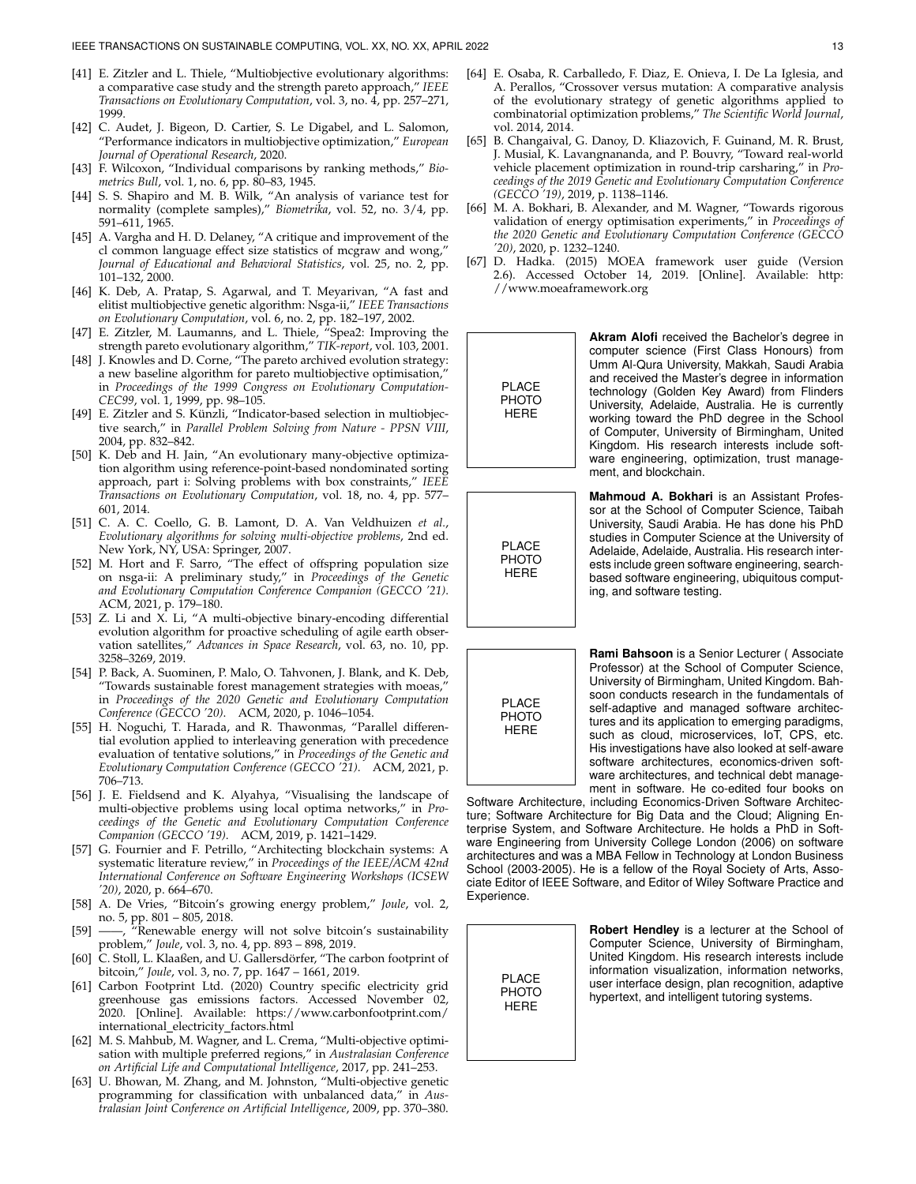[41] E. Zitzler and L. Thiele, "Multiobjective evolutionary algorithms: a comparative case study and the strength pareto approach," *IEEE Transactions on Evolutionary Computation*, vol. 3, no. 4, pp. 257–271, 1999.

[42] C. Audet, J. Bigeon, D. Cartier, S. Le Digabel, and L. Salomon, "Performance indicators in multiobjective optimization," *European Journal of Operational Research*, 2020.

[43] F. Wilcoxon, "Individual comparisons by ranking methods," *Biometrics Bull*, vol. 1, no. 6, pp. 80–83, 1945.

[44] S. S. Shapiro and M. B. Wilk, "An analysis of variance test for normality (complete samples)," *Biometrika*, vol. 52, no. 3/4, pp. 591–611, 1965.

[45] A. Vargha and H. D. Delaney, "A critique and improvement of the cl common language effect size statistics of mcgraw and wong," *Journal of Educational and Behavioral Statistics*, vol. 25, no. 2, pp. 101–132, 2000.

[46] K. Deb, A. Pratap, S. Agarwal, and T. Meyarivan, "A fast and elitist multiobjective genetic algorithm: Nsga-ii," *IEEE Transactions on Evolutionary Computation*, vol. 6, no. 2, pp. 182–197, 2002.

[47] E. Zitzler, M. Laumanns, and L. Thiele, "Spea2: Improving the strength pareto evolutionary algorithm," *TIK-report*, vol. 103, 2001.

[48] J. Knowles and D. Corne, "The pareto archived evolution strategy: a new baseline algorithm for pareto multiobjective optimisation," in *Proceedings of the 1999 Congress on Evolutionary Computation-CEC99*, vol. 1, 1999, pp. 98–105.

[49] E. Zitzler and S. Künzli, "Indicator-based selection in multiobjective search," in *Parallel Problem Solving from Nature - PPSN VIII*, 2004, pp. 832–842.

[50] K. Deb and H. Jain, "An evolutionary many-objective optimization algorithm using reference-point-based nondominated sorting approach, part i: Solving problems with box constraints," *IEEE Transactions on Evolutionary Computation*, vol. 18, no. 4, pp. 577–601, 2014.

[51] C. A. C. Coello, G. B. Lamont, D. A. Van Veldhuizen *et al.*, *Evolutionary algorithms for solving multi-objective problems*, 2nd ed. New York, NY, USA: Springer, 2007.

[52] M. Hort and F. Sarro, "The effect of offspring population size on nsga-ii: A preliminary study," in *Proceedings of the Genetic and Evolutionary Computation Conference Companion (GECCO '21)*. ACM, 2021, p. 179–180.

[53] Z. Li and X. Li, "A multi-objective binary-encoding differential evolution algorithm for proactive scheduling of agile earth observation satellites," *Advances in Space Research*, vol. 63, no. 10, pp. 3258–3269, 2019.

[54] P. Back, A. Suominen, P. Malo, O. Tahvonen, J. Blank, and K. Deb, "Towards sustainable forest management strategies with moeas," in *Proceedings of the 2020 Genetic and Evolutionary Computation Conference (GECCO '20)*. ACM, 2020, p. 1046–1054.

[55] H. Noguchi, T. Harada, and R. Thawonmas, "Parallel differential evolution applied to interleaving generation with precedence evaluation of tentative solutions," in *Proceedings of the Genetic and Evolutionary Computation Conference (GECCO '21)*. ACM, 2021, p. 706–713.

[56] J. E. Fieldsend and K. Alyahya, "Visualising the landscape of multi-objective problems using local optima networks," in *Proceedings of the Genetic and Evolutionary Computation Conference Companion (GECCO '19)*. ACM, 2019, p. 1421–1429.

[57] G. Fournier and F. Petrillo, "Architecting blockchain systems: A systematic literature review," in *Proceedings of the IEEE/ACM 42nd International Conference on Software Engineering Workshops (ICSEW '20)*, 2020, p. 664–670.

[58] A. De Vries, "Bitcoin's growing energy problem," *Joule*, vol. 2, no. 5, pp. 801 – 805, 2018.

[59] ——, "Renewable energy will not solve bitcoin's sustainability problem," *Joule*, vol. 3, no. 4, pp. 893 – 898, 2019.

[60] C. Stoll, L. Klaaßen, and U. Gallersdörfer, "The carbon footprint of bitcoin," *Joule*, vol. 3, no. 7, pp. 1647 – 1661, 2019.

[61] Carbon Footprint Ltd. (2020) Country specific electricity grid greenhouse gas emissions factors. Accessed November 02, 2020. [Online]. Available: https://www.carbonfootprint.com/international_electricity_factors.html

[62] M. S. Mahbub, M. Wagner, and L. Crema, "Multi-objective optimisation with multiple preferred regions," in *Australasian Conference on Artificial Life and Computational Intelligence*, 2017, pp. 241–253.

[63] U. Bhowan, M. Zhang, and M. Johnston, "Multi-objective genetic programming for classification with unbalanced data," in *Australasian Joint Conference on Artificial Intelligence*, 2009, pp. 370–380.

[64] E. Osaba, R. Carballedo, F. Diaz, E. Onieva, I. De La Iglesia, and A. Perallos, "Crossover versus mutation: A comparative analysis of the evolutionary strategy of genetic algorithms applied to combinatorial optimization problems," *The Scientific World Journal*, vol. 2014, 2014.

[65] B. Changaival, G. Danoy, D. Kliazovich, F. Guinand, M. R. Brust, J. Musial, K. Lavangnananda, and P. Bouvry, "Toward real-world vehicle placement optimization in round-trip carsharing," in *Proceedings of the 2019 Genetic and Evolutionary Computation Conference (GECCO '19)*, 2019, p. 1138–1146.

[66] M. A. Bokhari, B. Alexander, and M. Wagner, "Towards rigorous validation of energy optimisation experiments," in *Proceedings of the 2020 Genetic and Evolutionary Computation Conference (GECCO '20)*, 2020, p. 1232–1240.

[67] D. Hadka. (2015) MOEA framework user guide (Version 2.6). Accessed October 14, 2019. [Online]. Available: http://www.moeaframework.org

PLACE PHOTO HERE

**Akram Alofi** received the Bachelor's degree in computer science (First Class Honours) from Umm Al-Qura University, Makkah, Saudi Arabia and received the Master's degree in information technology (Golden Key Award) from Flinders University, Adelaide, Australia. He is currently working toward the PhD degree in the School of Computer, University of Birmingham, United Kingdom. His research interests include software engineering, optimization, trust management, and blockchain.

PLACE PHOTO HERE

**Mahmoud A. Bokhari** is an Assistant Professor at the School of Computer Science, Taibah University, Saudi Arabia. He has done his PhD studies in Computer Science at the University of Adelaide, Adelaide, Australia. His research interests include green software engineering, search-based software engineering, ubiquitous computing, and software testing.

PLACE PHOTO HERE

**Rami Bahsoon** is a Senior Lecturer ( Associate Professor) at the School of Computer Science, University of Birmingham, United Kingdom. Bahsoon conducts research in the fundamentals of self-adaptive and managed software architectures and its application to emerging paradigms, such as cloud, microservices, IoT, CPS, etc. His investigations have also looked at self-aware software architectures, economics-driven software architectures, and technical debt management in software. He co-edited four books on Software Architecture, including Economics-Driven Software Architecture; Software Architecture for Big Data and the Cloud; Aligning Enterprise System, and Software Architecture. He holds a PhD in Software Engineering from University College London (2006) on software architectures and was a MBA Fellow in Technology at London Business School (2003-2005). He is a fellow of the Royal Society of Arts, Associate Editor of IEEE Software, and Editor of Wiley Software Practice and Experience.

PLACE PHOTO HERE

**Robert Hendley** is a lecturer at the School of Computer Science, University of Birmingham, United Kingdom. His research interests include information visualization, information networks, user interface design, plan recognition, adaptive hypertext, and intelligent tutoring systems.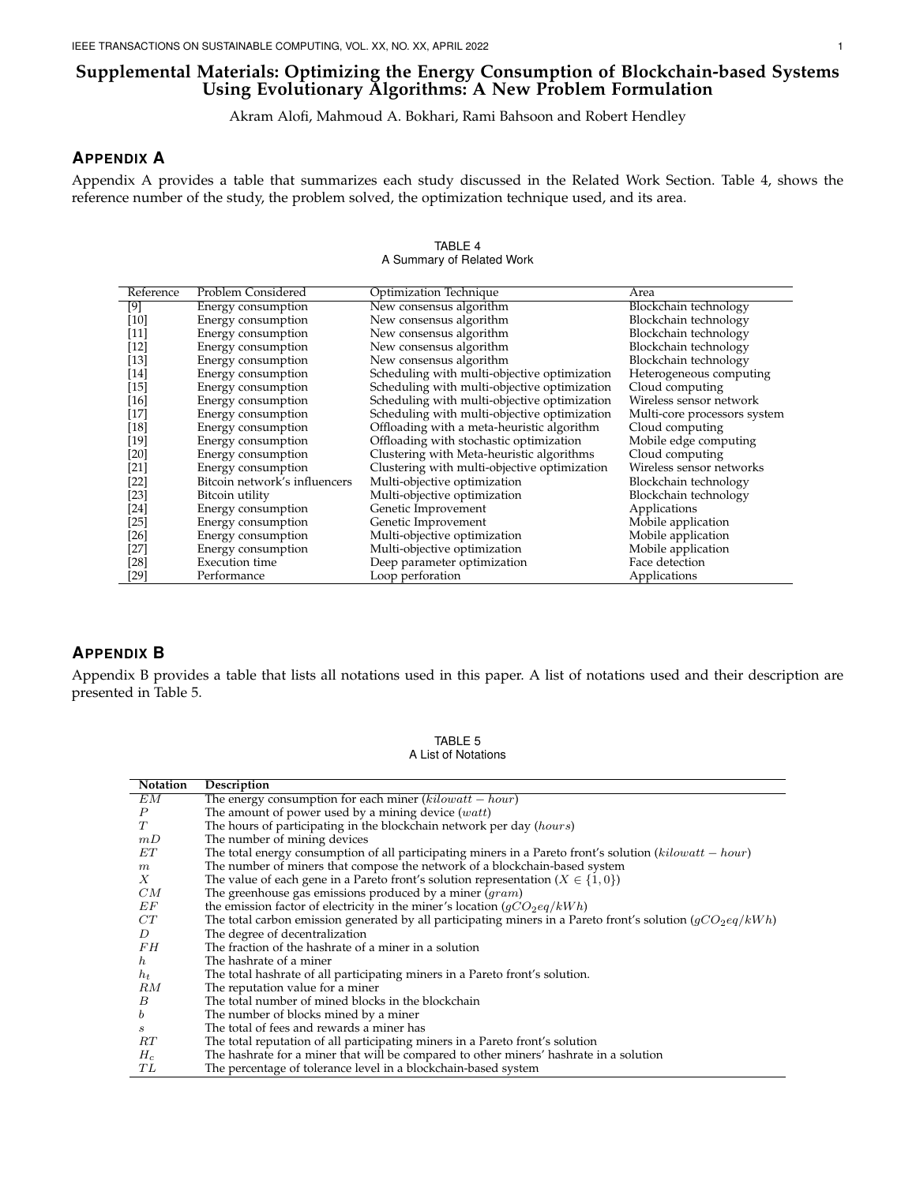# Supplemental Materials: Optimizing the Energy Consumption of Blockchain-based Systems Using Evolutionary Algorithms: A New Problem Formulation

Akram Alofi, Mahmoud A. Bokhari, Rami Bahsoon and Robert Hendley

## APPENDIX A

Appendix A provides a table that summarizes each study discussed in the Related Work Section. Table 4, shows the reference number of the study, the problem solved, the optimization technique used, and its area.

TABLE 4
A Summary of Related Work

| Reference | Problem Considered | Optimization Technique | Area |
|---|---|---|---|
| [9] | Energy consumption | New consensus algorithm | Blockchain technology |
| [10] | Energy consumption | New consensus algorithm | Blockchain technology |
| [11] | Energy consumption | New consensus algorithm | Blockchain technology |
| [12] | Energy consumption | New consensus algorithm | Blockchain technology |
| [13] | Energy consumption | New consensus algorithm | Blockchain technology |
| [14] | Energy consumption | Scheduling with multi-objective optimization | Heterogeneous computing |
| [15] | Energy consumption | Scheduling with multi-objective optimization | Cloud computing |
| [16] | Energy consumption | Scheduling with multi-objective optimization | Wireless sensor network |
| [17] | Energy consumption | Scheduling with multi-objective optimization | Multi-core processors system |
| [18] | Energy consumption | Offloading with a meta-heuristic algorithm | Cloud computing |
| [19] | Energy consumption | Offloading with stochastic optimization | Mobile edge computing |
| [20] | Energy consumption | Clustering with Meta-heuristic algorithms | Cloud computing |
| [21] | Energy consumption | Clustering with multi-objective optimization | Wireless sensor networks |
| [22] | Bitcoin network's influencers | Multi-objective optimization | Blockchain technology |
| [23] | Bitcoin utility | Multi-objective optimization | Blockchain technology |
| [24] | Energy consumption | Genetic Improvement | Applications |
| [25] | Energy consumption | Genetic Improvement | Mobile application |
| [26] | Energy consumption | Multi-objective optimization | Mobile application |
| [27] | Energy consumption | Multi-objective optimization | Mobile application |
| [28] | Execution time | Deep parameter optimization | Face detection |
| [29] | Performance | Loop perforation | Applications |

## APPENDIX B

Appendix B provides a table that lists all notations used in this paper. A list of notations used and their description are presented in Table 5.

TABLE 5
A List of Notations

| **Notation** | **Description** |
|---|---|
| $EM$ | The energy consumption for each miner ($kilowatt-hour$) |
| $P$ | The amount of power used by a mining device ($watt$) |
| $T$ | The hours of participating in the blockchain network per day ($hours$) |
| $mD$ | The number of mining devices |
| $ET$ | The total energy consumption of all participating miners in a Pareto front's solution ($kilowatt-hour$) |
| $m$ | The number of miners that compose the network of a blockchain-based system |
| $X$ | The value of each gene in a Pareto front's solution representation ($X \in \{1, 0\}$) |
| $CM$ | The greenhouse gas emissions produced by a miner ($gram$) |
| $EF$ | the emission factor of electricity in the miner's location ($gCO_2eq/kWh$) |
| $CT$ | The total carbon emission generated by all participating miners in a Pareto front's solution ($gCO_2eq/kWh$) |
| $D$ | The degree of decentralization |
| $FH$ | The fraction of the hashrate of a miner in a solution |
| $h$ | The hashrate of a miner |
| $h_t$ | The total hashrate of all participating miners in a Pareto front's solution. |
| $RM$ | The reputation value for a miner |
| $B$ | The total number of mined blocks in the blockchain |
| $b$ | The number of blocks mined by a miner |
| $s$ | The total of fees and rewards a miner has |
| $RT$ | The total reputation of all participating miners in a Pareto front's solution |
| $H_c$ | The hashrate for a miner that will be compared to other miners' hashrate in a solution |
| $TL$ | The percentage of tolerance level in a blockchain-based system |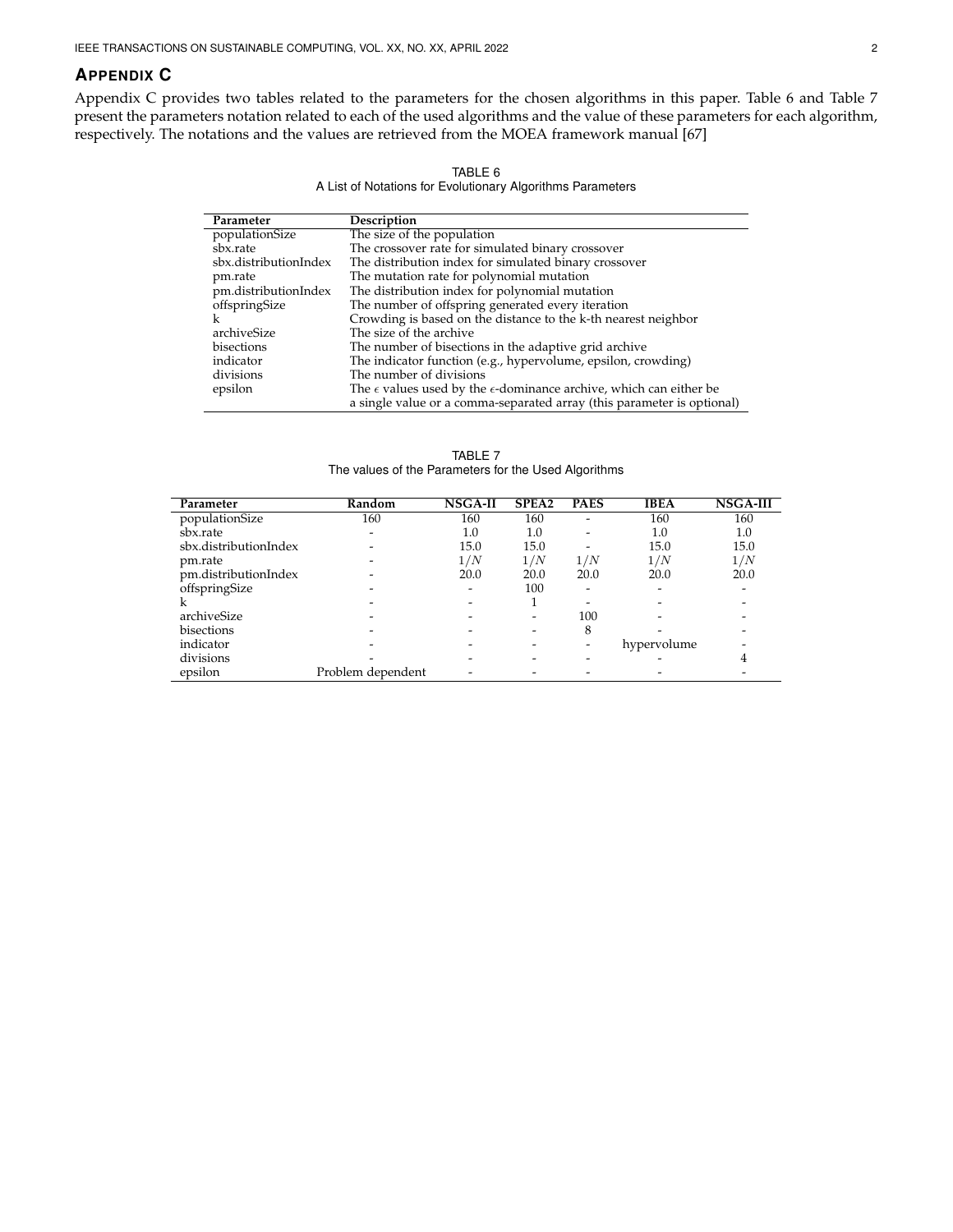## Appendix C

Appendix C provides two tables related to the parameters for the chosen algorithms in this paper. Table 6 and Table 7 present the parameters notation related to each of the used algorithms and the value of these parameters for each algorithm, respectively. The notations and the values are retrieved from the MOEA framework manual [67]

TABLE 6
A List of Notations for Evolutionary Algorithms Parameters

| Parameter | Description |
|---|---|
| populationSize | The size of the population |
| sbx.rate | The crossover rate for simulated binary crossover |
| sbx.distributionIndex | The distribution index for simulated binary crossover |
| pm.rate | The mutation rate for polynomial mutation |
| pm.distributionIndex | The distribution index for polynomial mutation |
| offspringSize | The number of offspring generated every iteration |
| k | Crowding is based on the distance to the k-th nearest neighbor |
| archiveSize | The size of the archive |
| bisections | The number of bisections in the adaptive grid archive |
| indicator | The indicator function (e.g., hypervolume, epsilon, crowding) |
| divisions | The number of divisions |
| epsilon | The $\epsilon$ values used by the $\epsilon$-dominance archive, which can either be a single value or a comma-separated array (this parameter is optional) |

TABLE 7
The values of the Parameters for the Used Algorithms

| Parameter | Random | NSGA-II | SPEA2 | PAES | IBEA | NSGA-III |
|---|---|---|---|---|---|---|
| populationSize | 160 | 160 | 160 | - | 160 | 160 |
| sbx.rate | - | 1.0 | 1.0 | - | 1.0 | 1.0 |
| sbx.distributionIndex | - | 15.0 | 15.0 | - | 15.0 | 15.0 |
| pm.rate | - | $1/N$ | $1/N$ | $1/N$ | $1/N$ | $1/N$ |
| pm.distributionIndex | - | 20.0 | 20.0 | 20.0 | 20.0 | 20.0 |
| offspringSize | - | - | 100 | - | - | - |
| k | - | - | 1 | - | - | - |
| archiveSize | - | - | - | 100 | - | - |
| bisections | - | - | - | 8 | - | - |
| indicator | - | - | - | - | hypervolume | - |
| divisions | - | - | - | - | - | 4 |
| epsilon | Problem dependent | - | - | - | - | - |